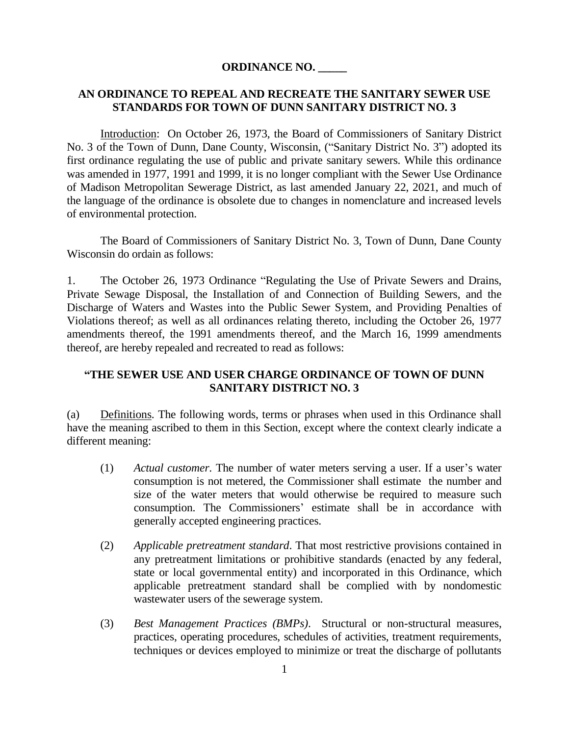**ORDINANCE NO. _____**

**AN ORDINANCE TO REPEAL AND RECREATE THE SANITARY SEWER USE STANDARDS FOR TOWN OF DUNN SANITARY DISTRICT NO. 3**

Introduction: On October 26, 1973, the Board of Commissioners of Sanitary District No. 3 of the Town of Dunn, Dane County, Wisconsin, ("Sanitary District No. 3") adopted its first ordinance regulating the use of public and private sanitary sewers. While this ordinance was amended in 1977, 1991 and 1999, it is no longer compliant with the Sewer Use Ordinance of Madison Metropolitan Sewerage District, as last amended January 22, 2021, and much of the language of the ordinance is obsolete due to changes in nomenclature and increased levels of environmental protection.

The Board of Commissioners of Sanitary District No. 3, Town of Dunn, Dane County Wisconsin do ordain as follows:

1. The October 26, 1973 Ordinance "Regulating the Use of Private Sewers and Drains, Private Sewage Disposal, the Installation of and Connection of Building Sewers, and the Discharge of Waters and Wastes into the Public Sewer System, and Providing Penalties of Violations thereof; as well as all ordinances relating thereto, including the October 26, 1977 amendments thereof, the 1991 amendments thereof, and the March 16, 1999 amendments thereof, are hereby repealed and recreated to read as follows:

**"THE SEWER USE AND USER CHARGE ORDINANCE OF TOWN OF DUNN SANITARY DISTRICT NO. 3**

(a) Definitions. The following words, terms or phrases when used in this Ordinance shall have the meaning ascribed to them in this Section, except where the context clearly indicate a different meaning:

(1) *Actual customer*. The number of water meters serving a user. If a user's water consumption is not metered, the Commissioner shall estimate the number and size of the water meters that would otherwise be required to measure such consumption. The Commissioners' estimate shall be in accordance with generally accepted engineering practices.

(2) *Applicable pretreatment standard*. That most restrictive provisions contained in any pretreatment limitations or prohibitive standards (enacted by any federal, state or local governmental entity) and incorporated in this Ordinance, which applicable pretreatment standard shall be complied with by nondomestic wastewater users of the sewerage system.

(3) *Best Management Practices (BMPs)*. Structural or non-structural measures, practices, operating procedures, schedules of activities, treatment requirements, techniques or devices employed to minimize or treat the discharge of pollutants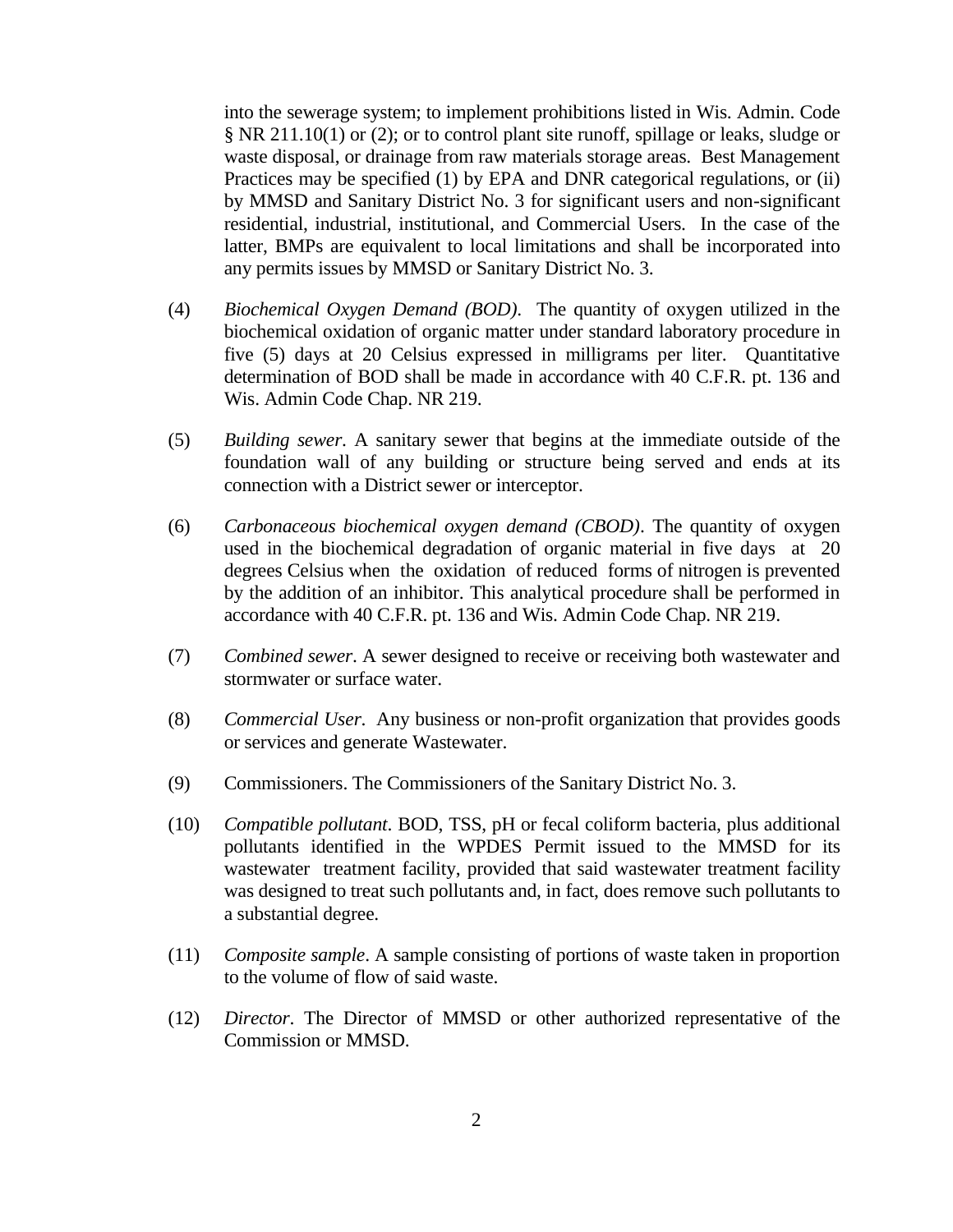into the sewerage system; to implement prohibitions listed in Wis. Admin. Code § NR 211.10(1) or (2); or to control plant site runoff, spillage or leaks, sludge or waste disposal, or drainage from raw materials storage areas. Best Management Practices may be specified (1) by EPA and DNR categorical regulations, or (ii) by MMSD and Sanitary District No. 3 for significant users and non-significant residential, industrial, institutional, and Commercial Users. In the case of the latter, BMPs are equivalent to local limitations and shall be incorporated into any permits issues by MMSD or Sanitary District No. 3.

(4) *Biochemical Oxygen Demand (BOD)*. The quantity of oxygen utilized in the biochemical oxidation of organic matter under standard laboratory procedure in five (5) days at 20 Celsius expressed in milligrams per liter. Quantitative determination of BOD shall be made in accordance with 40 C.F.R. pt. 136 and Wis. Admin Code Chap. NR 219.

(5) *Building sewer*. A sanitary sewer that begins at the immediate outside of the foundation wall of any building or structure being served and ends at its connection with a District sewer or interceptor.

(6) *Carbonaceous biochemical oxygen demand (CBOD)*. The quantity of oxygen used in the biochemical degradation of organic material in five days at 20 degrees Celsius when the oxidation of reduced forms of nitrogen is prevented by the addition of an inhibitor. This analytical procedure shall be performed in accordance with 40 C.F.R. pt. 136 and Wis. Admin Code Chap. NR 219.

(7) *Combined sewer*. A sewer designed to receive or receiving both wastewater and stormwater or surface water.

(8) *Commercial User*. Any business or non-profit organization that provides goods or services and generate Wastewater.

(9) Commissioners. The Commissioners of the Sanitary District No. 3.

(10) *Compatible pollutant*. BOD, TSS, pH or fecal coliform bacteria, plus additional pollutants identified in the WPDES Permit issued to the MMSD for its wastewater treatment facility, provided that said wastewater treatment facility was designed to treat such pollutants and, in fact, does remove such pollutants to a substantial degree.

(11) *Composite sample*. A sample consisting of portions of waste taken in proportion to the volume of flow of said waste.

(12) *Director*. The Director of MMSD or other authorized representative of the Commission or MMSD.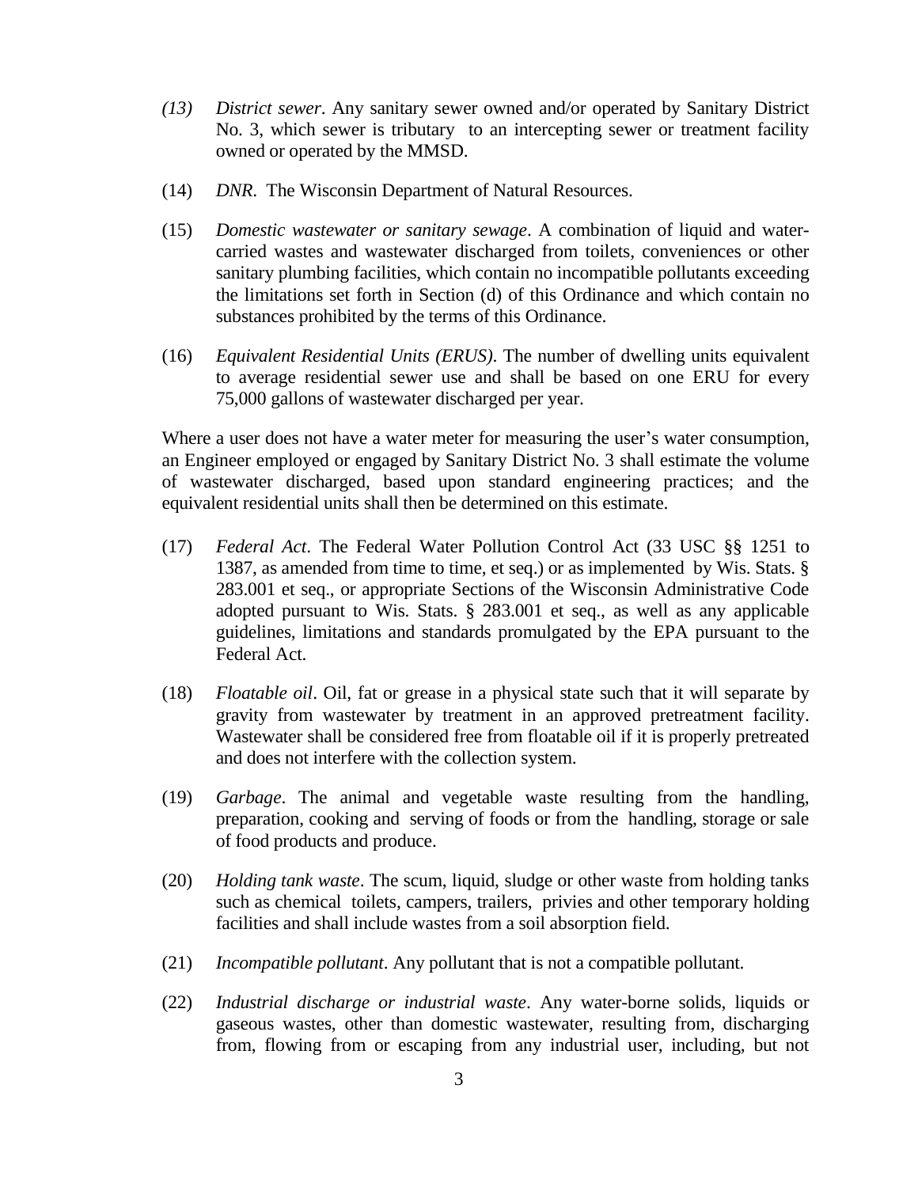*(13)* *District sewer*. Any sanitary sewer owned and/or operated by Sanitary District No. 3, which sewer is tributary to an intercepting sewer or treatment facility owned or operated by the MMSD.

(14) *DNR*. The Wisconsin Department of Natural Resources.

(15) *Domestic wastewater or sanitary sewage*. A combination of liquid and water-carried wastes and wastewater discharged from toilets, conveniences or other sanitary plumbing facilities, which contain no incompatible pollutants exceeding the limitations set forth in Section (d) of this Ordinance and which contain no substances prohibited by the terms of this Ordinance.

(16) *Equivalent Residential Units (ERUS)*. The number of dwelling units equivalent to average residential sewer use and shall be based on one ERU for every 75,000 gallons of wastewater discharged per year.

Where a user does not have a water meter for measuring the user's water consumption, an Engineer employed or engaged by Sanitary District No. 3 shall estimate the volume of wastewater discharged, based upon standard engineering practices; and the equivalent residential units shall then be determined on this estimate.

(17) *Federal Act*. The Federal Water Pollution Control Act (33 USC §§ 1251 to 1387, as amended from time to time, et seq.) or as implemented by Wis. Stats. § 283.001 et seq., or appropriate Sections of the Wisconsin Administrative Code adopted pursuant to Wis. Stats. § 283.001 et seq., as well as any applicable guidelines, limitations and standards promulgated by the EPA pursuant to the Federal Act.

(18) *Floatable oil*. Oil, fat or grease in a physical state such that it will separate by gravity from wastewater by treatment in an approved pretreatment facility. Wastewater shall be considered free from floatable oil if it is properly pretreated and does not interfere with the collection system.

(19) *Garbage*. The animal and vegetable waste resulting from the handling, preparation, cooking and serving of foods or from the handling, storage or sale of food products and produce.

(20) *Holding tank waste*. The scum, liquid, sludge or other waste from holding tanks such as chemical toilets, campers, trailers, privies and other temporary holding facilities and shall include wastes from a soil absorption field.

(21) *Incompatible pollutant*. Any pollutant that is not a compatible pollutant.

(22) *Industrial discharge or industrial waste*. Any water-borne solids, liquids or gaseous wastes, other than domestic wastewater, resulting from, discharging from, flowing from or escaping from any industrial user, including, but not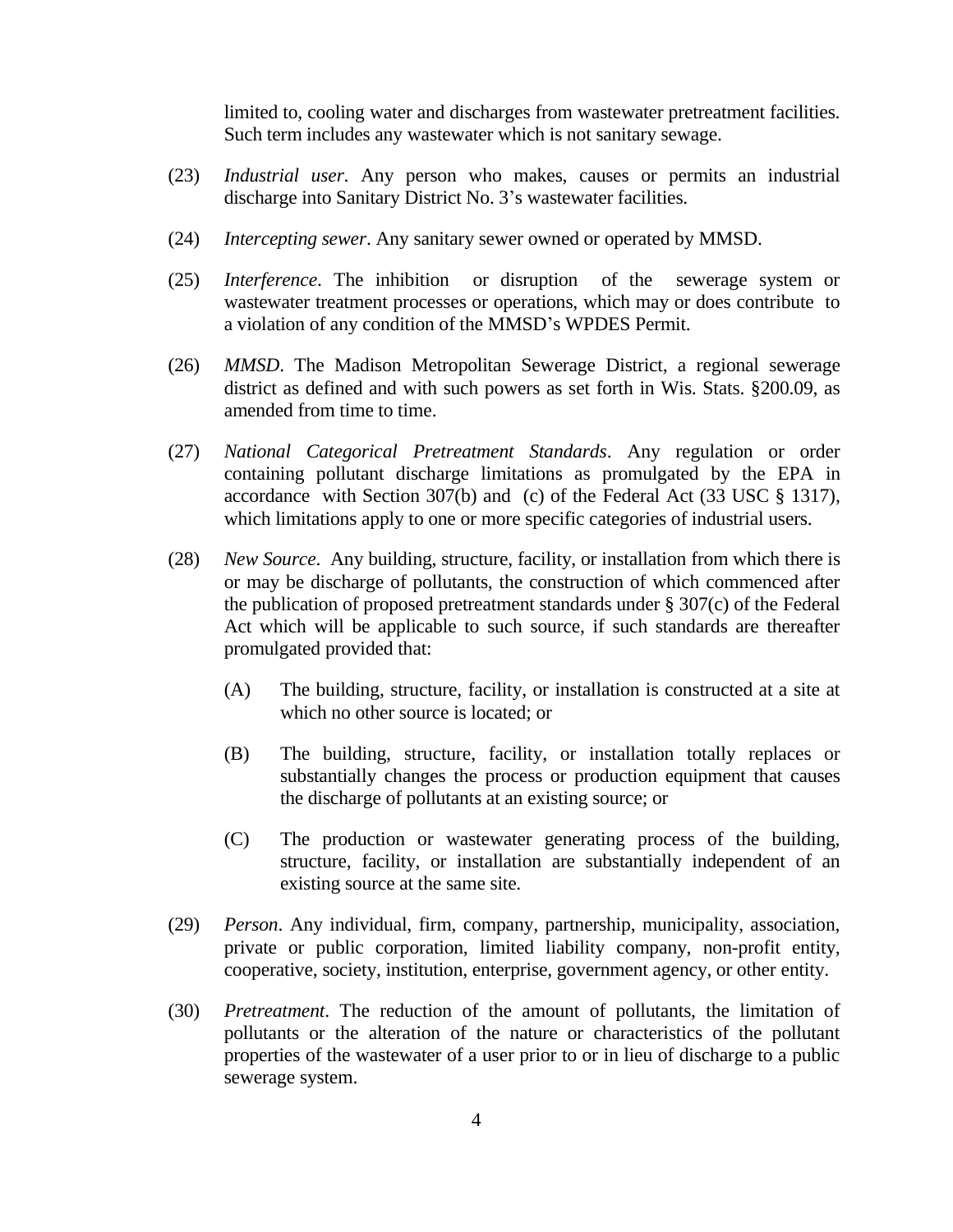limited to, cooling water and discharges from wastewater pretreatment facilities. Such term includes any wastewater which is not sanitary sewage.

(23) *Industrial user*. Any person who makes, causes or permits an industrial discharge into Sanitary District No. 3's wastewater facilities.

(24) *Intercepting sewer*. Any sanitary sewer owned or operated by MMSD.

(25) *Interference*. The inhibition or disruption of the sewerage system or wastewater treatment processes or operations, which may or does contribute to a violation of any condition of the MMSD's WPDES Permit.

(26) *MMSD*. The Madison Metropolitan Sewerage District, a regional sewerage district as defined and with such powers as set forth in Wis. Stats. §200.09, as amended from time to time.

(27) *National Categorical Pretreatment Standards*. Any regulation or order containing pollutant discharge limitations as promulgated by the EPA in accordance with Section 307(b) and (c) of the Federal Act (33 USC § 1317), which limitations apply to one or more specific categories of industrial users.

(28) *New Source*. Any building, structure, facility, or installation from which there is or may be discharge of pollutants, the construction of which commenced after the publication of proposed pretreatment standards under § 307(c) of the Federal Act which will be applicable to such source, if such standards are thereafter promulgated provided that:

   (A) The building, structure, facility, or installation is constructed at a site at which no other source is located; or

   (B) The building, structure, facility, or installation totally replaces or substantially changes the process or production equipment that causes the discharge of pollutants at an existing source; or

   (C) The production or wastewater generating process of the building, structure, facility, or installation are substantially independent of an existing source at the same site.

(29) *Person*. Any individual, firm, company, partnership, municipality, association, private or public corporation, limited liability company, non-profit entity, cooperative, society, institution, enterprise, government agency, or other entity.

(30) *Pretreatment*. The reduction of the amount of pollutants, the limitation of pollutants or the alteration of the nature or characteristics of the pollutant properties of the wastewater of a user prior to or in lieu of discharge to a public sewerage system.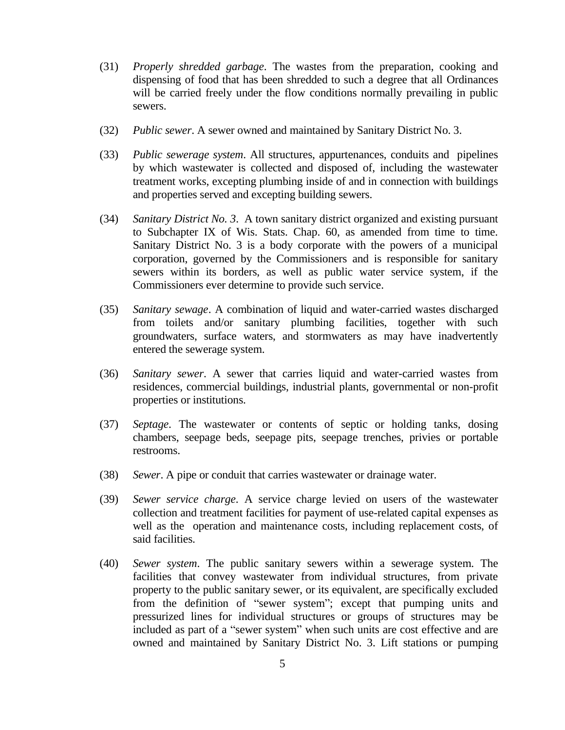(31) *Properly shredded garbage*. The wastes from the preparation, cooking and dispensing of food that has been shredded to such a degree that all Ordinances will be carried freely under the flow conditions normally prevailing in public sewers.

(32) *Public sewer*. A sewer owned and maintained by Sanitary District No. 3.

(33) *Public sewerage system*. All structures, appurtenances, conduits and pipelines by which wastewater is collected and disposed of, including the wastewater treatment works, excepting plumbing inside of and in connection with buildings and properties served and excepting building sewers.

(34) *Sanitary District No. 3*. A town sanitary district organized and existing pursuant to Subchapter IX of Wis. Stats. Chap. 60, as amended from time to time. Sanitary District No. 3 is a body corporate with the powers of a municipal corporation, governed by the Commissioners and is responsible for sanitary sewers within its borders, as well as public water service system, if the Commissioners ever determine to provide such service.

(35) *Sanitary sewage*. A combination of liquid and water-carried wastes discharged from toilets and/or sanitary plumbing facilities, together with such groundwaters, surface waters, and stormwaters as may have inadvertently entered the sewerage system.

(36) *Sanitary sewer*. A sewer that carries liquid and water-carried wastes from residences, commercial buildings, industrial plants, governmental or non-profit properties or institutions.

(37) *Septage*. The wastewater or contents of septic or holding tanks, dosing chambers, seepage beds, seepage pits, seepage trenches, privies or portable restrooms.

(38) *Sewer*. A pipe or conduit that carries wastewater or drainage water.

(39) *Sewer service charge*. A service charge levied on users of the wastewater collection and treatment facilities for payment of use-related capital expenses as well as the operation and maintenance costs, including replacement costs, of said facilities.

(40) *Sewer system*. The public sanitary sewers within a sewerage system. The facilities that convey wastewater from individual structures, from private property to the public sanitary sewer, or its equivalent, are specifically excluded from the definition of "sewer system"; except that pumping units and pressurized lines for individual structures or groups of structures may be included as part of a "sewer system" when such units are cost effective and are owned and maintained by Sanitary District No. 3. Lift stations or pumping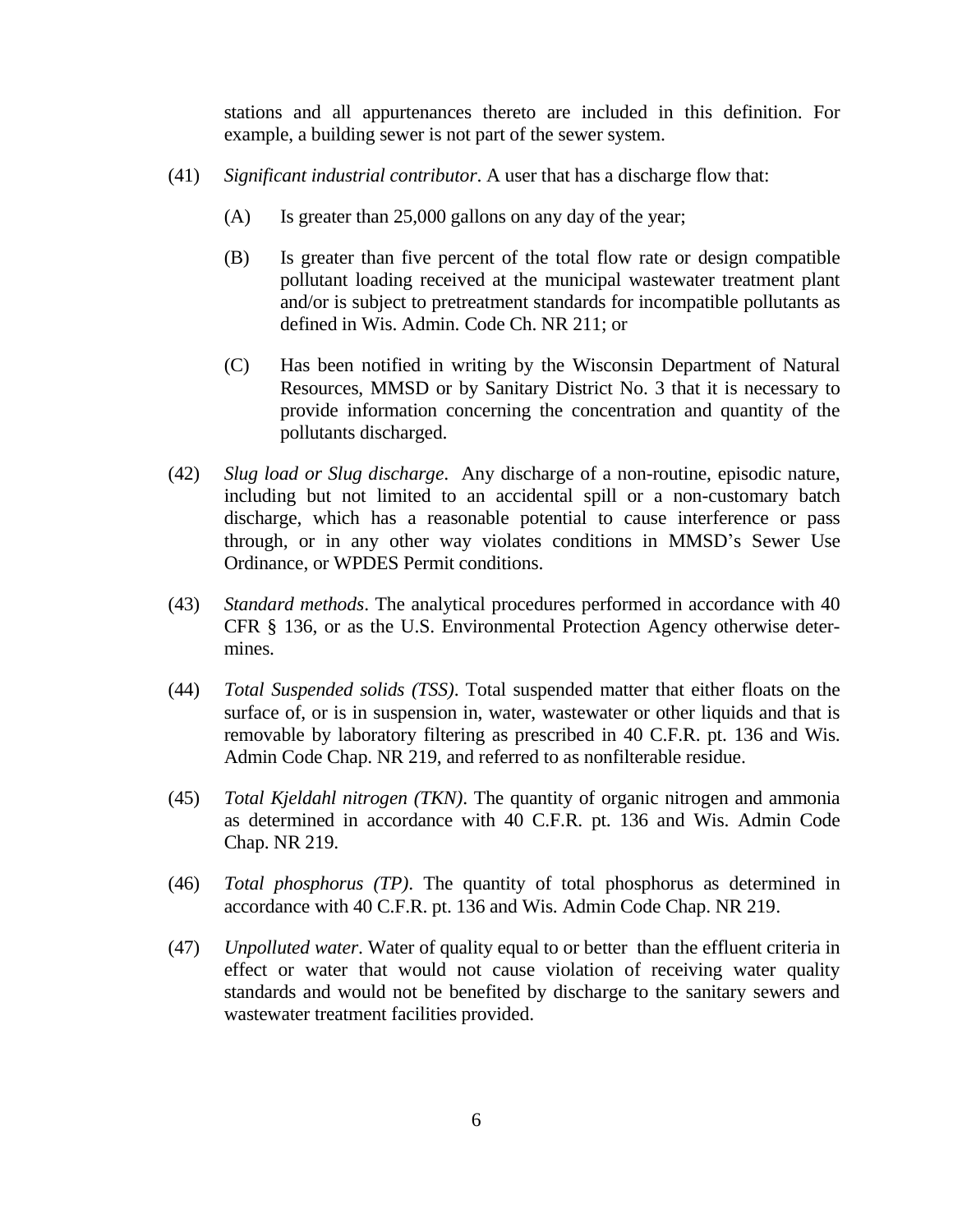stations and all appurtenances thereto are included in this definition. For example, a building sewer is not part of the sewer system.

(41) *Significant industrial contributor*. A user that has a discharge flow that:

(A) Is greater than 25,000 gallons on any day of the year;

(B) Is greater than five percent of the total flow rate or design compatible pollutant loading received at the municipal wastewater treatment plant and/or is subject to pretreatment standards for incompatible pollutants as defined in Wis. Admin. Code Ch. NR 211; or

(C) Has been notified in writing by the Wisconsin Department of Natural Resources, MMSD or by Sanitary District No. 3 that it is necessary to provide information concerning the concentration and quantity of the pollutants discharged.

(42) *Slug load or Slug discharge*. Any discharge of a non-routine, episodic nature, including but not limited to an accidental spill or a non-customary batch discharge, which has a reasonable potential to cause interference or pass through, or in any other way violates conditions in MMSD's Sewer Use Ordinance, or WPDES Permit conditions.

(43) *Standard methods*. The analytical procedures performed in accordance with 40 CFR § 136, or as the U.S. Environmental Protection Agency otherwise determines.

(44) *Total Suspended solids (TSS)*. Total suspended matter that either floats on the surface of, or is in suspension in, water, wastewater or other liquids and that is removable by laboratory filtering as prescribed in 40 C.F.R. pt. 136 and Wis. Admin Code Chap. NR 219, and referred to as nonfilterable residue.

(45) *Total Kjeldahl nitrogen (TKN)*. The quantity of organic nitrogen and ammonia as determined in accordance with 40 C.F.R. pt. 136 and Wis. Admin Code Chap. NR 219.

(46) *Total phosphorus (TP)*. The quantity of total phosphorus as determined in accordance with 40 C.F.R. pt. 136 and Wis. Admin Code Chap. NR 219.

(47) *Unpolluted water*. Water of quality equal to or better than the effluent criteria in effect or water that would not cause violation of receiving water quality standards and would not be benefited by discharge to the sanitary sewers and wastewater treatment facilities provided.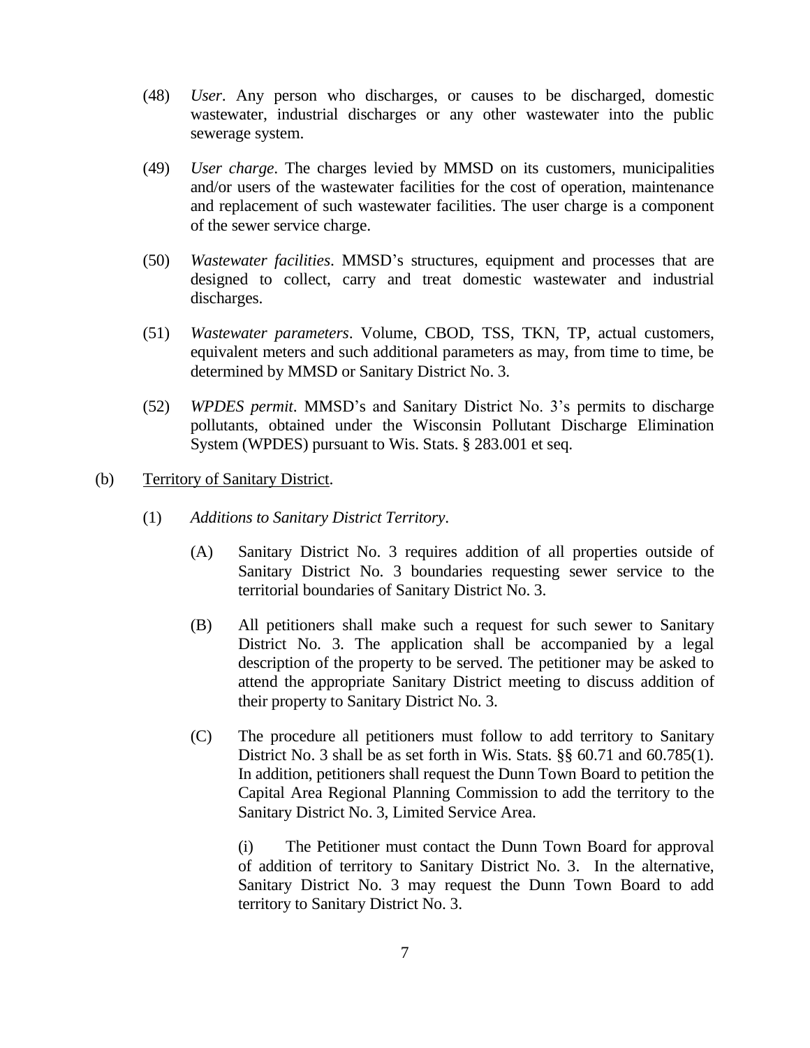(48) *User*. Any person who discharges, or causes to be discharged, domestic wastewater, industrial discharges or any other wastewater into the public sewerage system.

(49) *User charge*. The charges levied by MMSD on its customers, municipalities and/or users of the wastewater facilities for the cost of operation, maintenance and replacement of such wastewater facilities. The user charge is a component of the sewer service charge.

(50) *Wastewater facilities*. MMSD's structures, equipment and processes that are designed to collect, carry and treat domestic wastewater and industrial discharges.

(51) *Wastewater parameters*. Volume, CBOD, TSS, TKN, TP, actual customers, equivalent meters and such additional parameters as may, from time to time, be determined by MMSD or Sanitary District No. 3.

(52) *WPDES permit*. MMSD's and Sanitary District No. 3's permits to discharge pollutants, obtained under the Wisconsin Pollutant Discharge Elimination System (WPDES) pursuant to Wis. Stats. § 283.001 et seq.

(b) Territory of Sanitary District.

(1) *Additions to Sanitary District Territory*.

(A) Sanitary District No. 3 requires addition of all properties outside of Sanitary District No. 3 boundaries requesting sewer service to the territorial boundaries of Sanitary District No. 3.

(B) All petitioners shall make such a request for such sewer to Sanitary District No. 3. The application shall be accompanied by a legal description of the property to be served. The petitioner may be asked to attend the appropriate Sanitary District meeting to discuss addition of their property to Sanitary District No. 3.

(C) The procedure all petitioners must follow to add territory to Sanitary District No. 3 shall be as set forth in Wis. Stats. §§ 60.71 and 60.785(1). In addition, petitioners shall request the Dunn Town Board to petition the Capital Area Regional Planning Commission to add the territory to the Sanitary District No. 3, Limited Service Area.

(i) The Petitioner must contact the Dunn Town Board for approval of addition of territory to Sanitary District No. 3. In the alternative, Sanitary District No. 3 may request the Dunn Town Board to add territory to Sanitary District No. 3.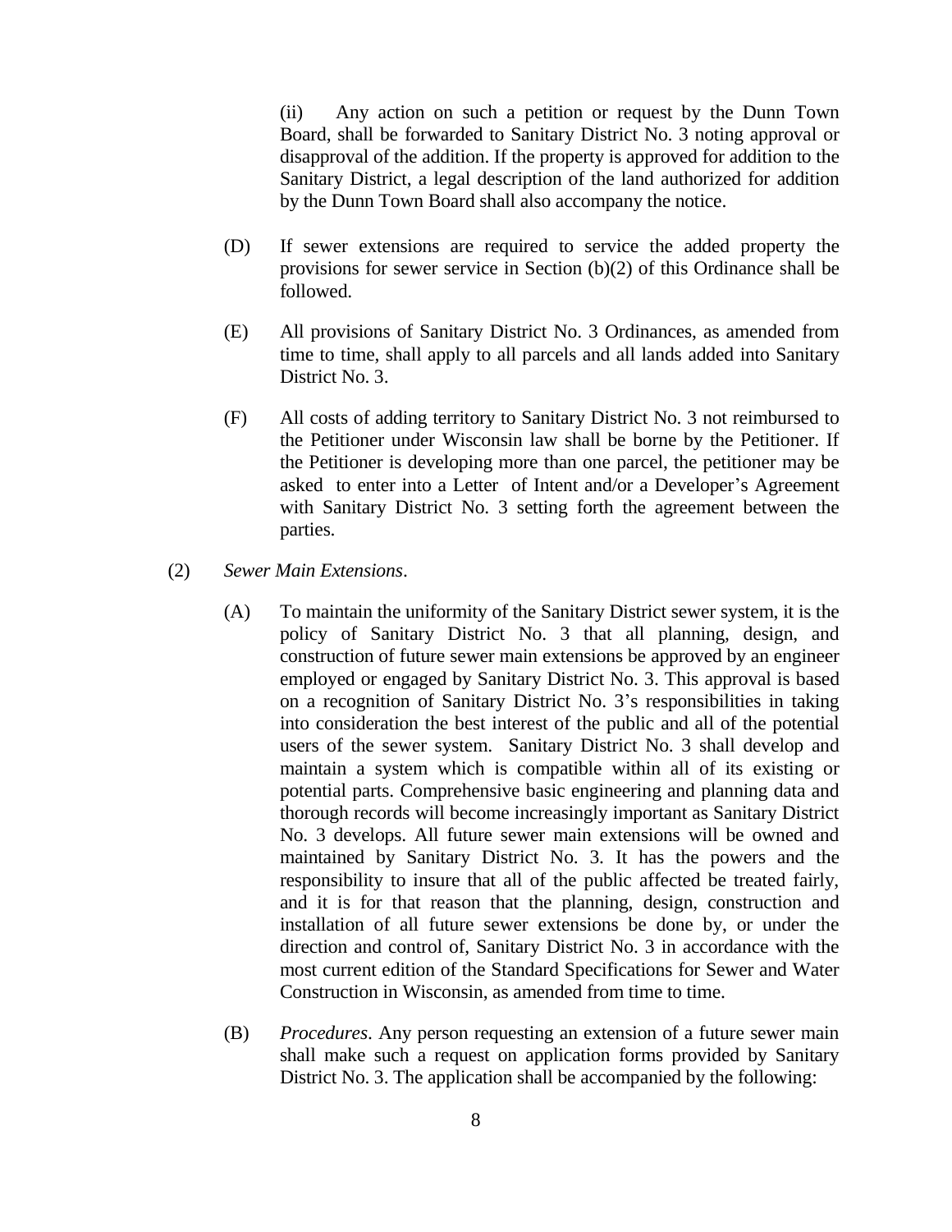(ii) Any action on such a petition or request by the Dunn Town Board, shall be forwarded to Sanitary District No. 3 noting approval or disapproval of the addition. If the property is approved for addition to the Sanitary District, a legal description of the land authorized for addition by the Dunn Town Board shall also accompany the notice.

(D) If sewer extensions are required to service the added property the provisions for sewer service in Section (b)(2) of this Ordinance shall be followed.

(E) All provisions of Sanitary District No. 3 Ordinances, as amended from time to time, shall apply to all parcels and all lands added into Sanitary District No. 3.

(F) All costs of adding territory to Sanitary District No. 3 not reimbursed to the Petitioner under Wisconsin law shall be borne by the Petitioner. If the Petitioner is developing more than one parcel, the petitioner may be asked to enter into a Letter of Intent and/or a Developer's Agreement with Sanitary District No. 3 setting forth the agreement between the parties.

(2) *Sewer Main Extensions*.

(A) To maintain the uniformity of the Sanitary District sewer system, it is the policy of Sanitary District No. 3 that all planning, design, and construction of future sewer main extensions be approved by an engineer employed or engaged by Sanitary District No. 3. This approval is based on a recognition of Sanitary District No. 3's responsibilities in taking into consideration the best interest of the public and all of the potential users of the sewer system. Sanitary District No. 3 shall develop and maintain a system which is compatible within all of its existing or potential parts. Comprehensive basic engineering and planning data and thorough records will become increasingly important as Sanitary District No. 3 develops. All future sewer main extensions will be owned and maintained by Sanitary District No. 3. It has the powers and the responsibility to insure that all of the public affected be treated fairly, and it is for that reason that the planning, design, construction and installation of all future sewer extensions be done by, or under the direction and control of, Sanitary District No. 3 in accordance with the most current edition of the Standard Specifications for Sewer and Water Construction in Wisconsin, as amended from time to time.

(B) *Procedures*. Any person requesting an extension of a future sewer main shall make such a request on application forms provided by Sanitary District No. 3. The application shall be accompanied by the following: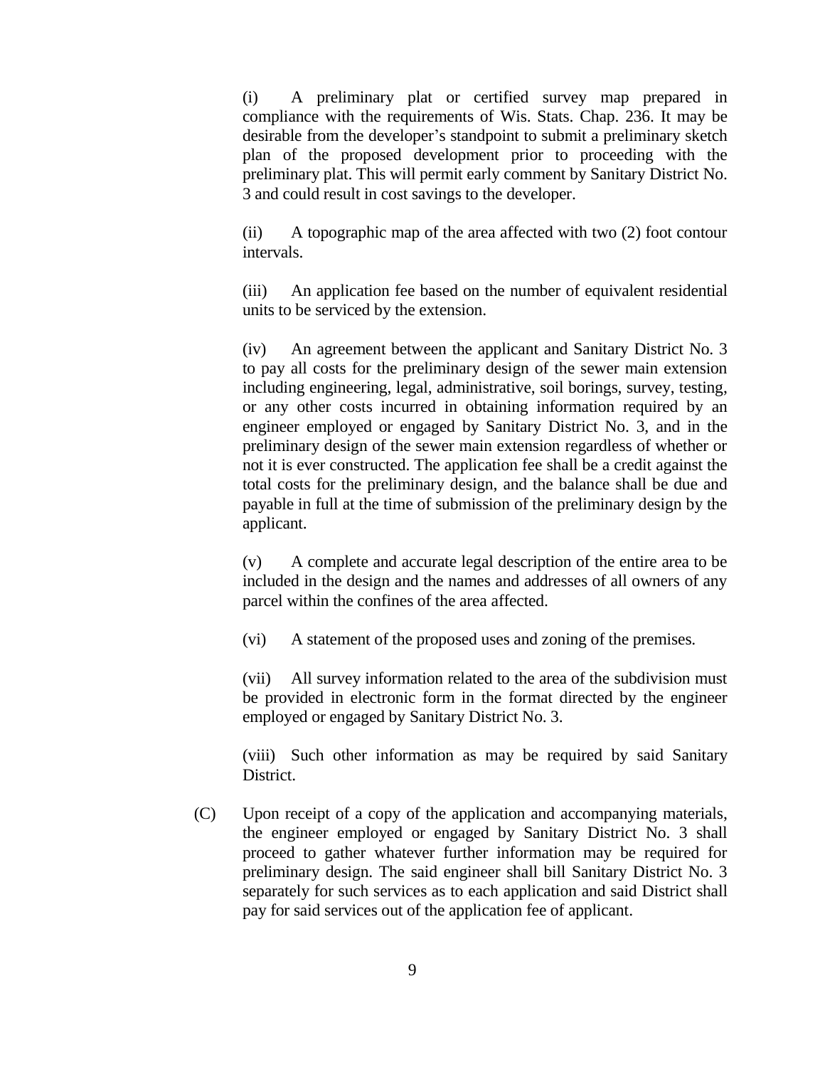(i) A preliminary plat or certified survey map prepared in compliance with the requirements of Wis. Stats. Chap. 236. It may be desirable from the developer's standpoint to submit a preliminary sketch plan of the proposed development prior to proceeding with the preliminary plat. This will permit early comment by Sanitary District No. 3 and could result in cost savings to the developer.

(ii) A topographic map of the area affected with two (2) foot contour intervals.

(iii) An application fee based on the number of equivalent residential units to be serviced by the extension.

(iv) An agreement between the applicant and Sanitary District No. 3 to pay all costs for the preliminary design of the sewer main extension including engineering, legal, administrative, soil borings, survey, testing, or any other costs incurred in obtaining information required by an engineer employed or engaged by Sanitary District No. 3, and in the preliminary design of the sewer main extension regardless of whether or not it is ever constructed. The application fee shall be a credit against the total costs for the preliminary design, and the balance shall be due and payable in full at the time of submission of the preliminary design by the applicant.

(v) A complete and accurate legal description of the entire area to be included in the design and the names and addresses of all owners of any parcel within the confines of the area affected.

(vi) A statement of the proposed uses and zoning of the premises.

(vii) All survey information related to the area of the subdivision must be provided in electronic form in the format directed by the engineer employed or engaged by Sanitary District No. 3.

(viii) Such other information as may be required by said Sanitary District.

(C) Upon receipt of a copy of the application and accompanying materials, the engineer employed or engaged by Sanitary District No. 3 shall proceed to gather whatever further information may be required for preliminary design. The said engineer shall bill Sanitary District No. 3 separately for such services as to each application and said District shall pay for said services out of the application fee of applicant.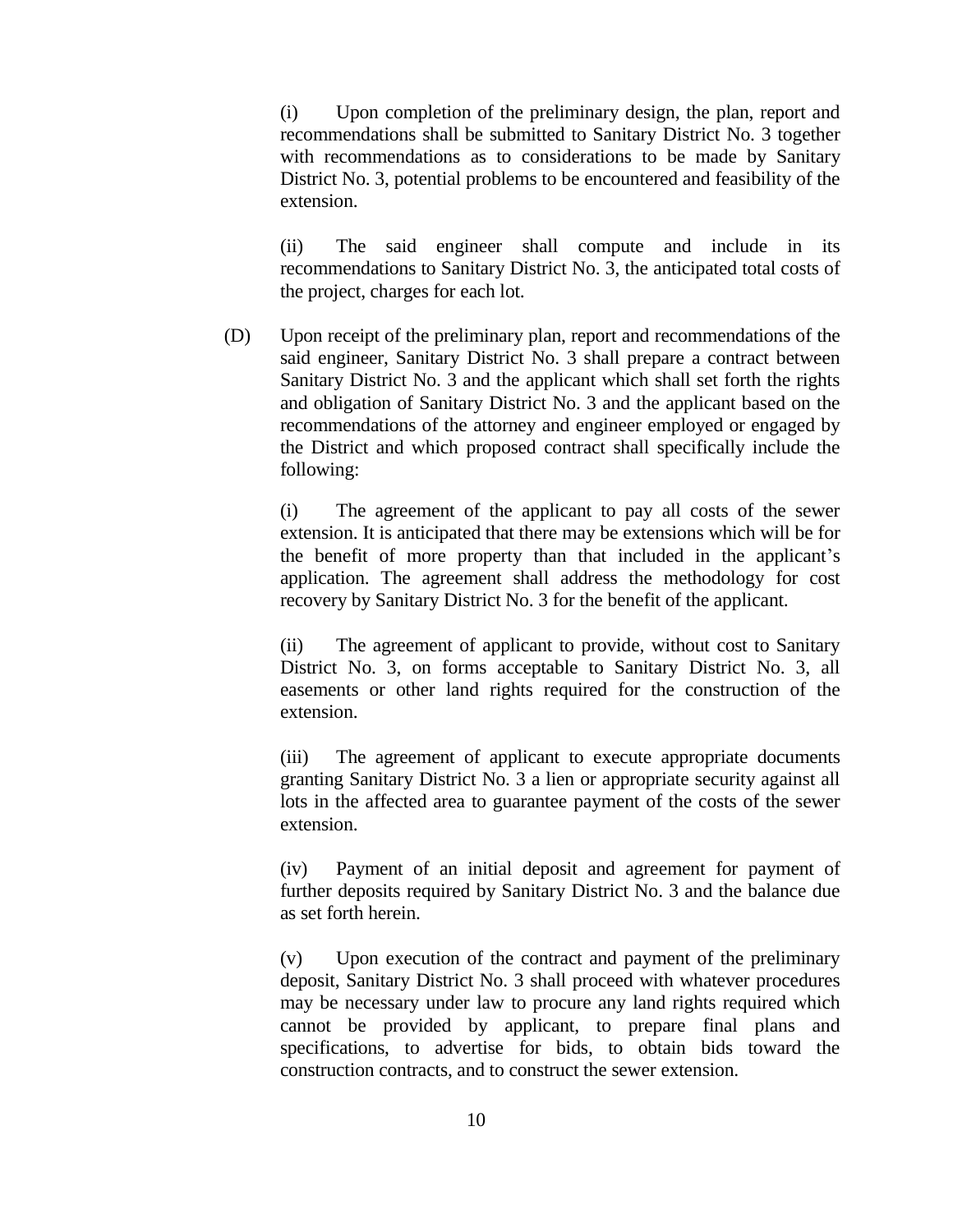(i) Upon completion of the preliminary design, the plan, report and recommendations shall be submitted to Sanitary District No. 3 together with recommendations as to considerations to be made by Sanitary District No. 3, potential problems to be encountered and feasibility of the extension.

(ii) The said engineer shall compute and include in its recommendations to Sanitary District No. 3, the anticipated total costs of the project, charges for each lot.

(D) Upon receipt of the preliminary plan, report and recommendations of the said engineer, Sanitary District No. 3 shall prepare a contract between Sanitary District No. 3 and the applicant which shall set forth the rights and obligation of Sanitary District No. 3 and the applicant based on the recommendations of the attorney and engineer employed or engaged by the District and which proposed contract shall specifically include the following:

(i) The agreement of the applicant to pay all costs of the sewer extension. It is anticipated that there may be extensions which will be for the benefit of more property than that included in the applicant's application. The agreement shall address the methodology for cost recovery by Sanitary District No. 3 for the benefit of the applicant.

(ii) The agreement of applicant to provide, without cost to Sanitary District No. 3, on forms acceptable to Sanitary District No. 3, all easements or other land rights required for the construction of the extension.

(iii) The agreement of applicant to execute appropriate documents granting Sanitary District No. 3 a lien or appropriate security against all lots in the affected area to guarantee payment of the costs of the sewer extension.

(iv) Payment of an initial deposit and agreement for payment of further deposits required by Sanitary District No. 3 and the balance due as set forth herein.

(v) Upon execution of the contract and payment of the preliminary deposit, Sanitary District No. 3 shall proceed with whatever procedures may be necessary under law to procure any land rights required which cannot be provided by applicant, to prepare final plans and specifications, to advertise for bids, to obtain bids toward the construction contracts, and to construct the sewer extension.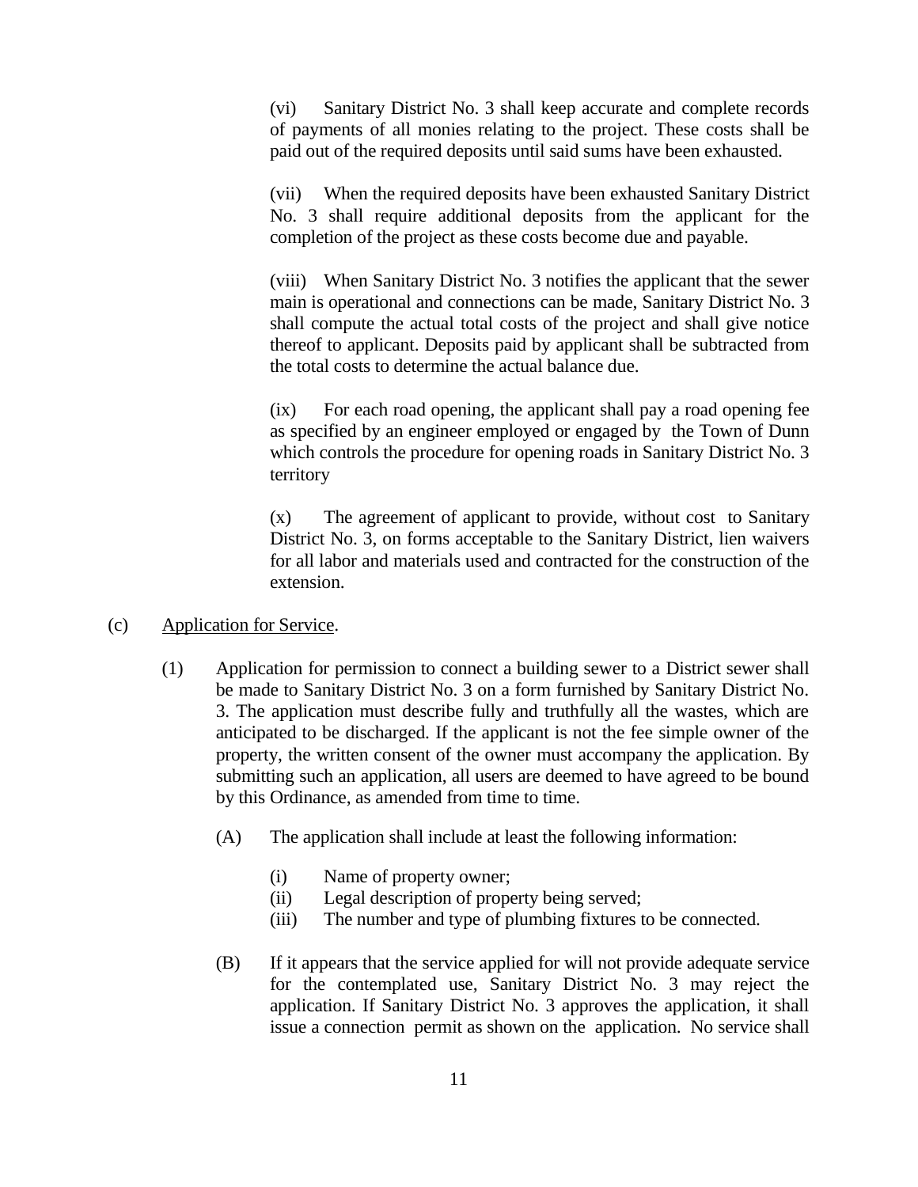(vi) Sanitary District No. 3 shall keep accurate and complete records of payments of all monies relating to the project. These costs shall be paid out of the required deposits until said sums have been exhausted.

(vii) When the required deposits have been exhausted Sanitary District No. 3 shall require additional deposits from the applicant for the completion of the project as these costs become due and payable.

(viii) When Sanitary District No. 3 notifies the applicant that the sewer main is operational and connections can be made, Sanitary District No. 3 shall compute the actual total costs of the project and shall give notice thereof to applicant. Deposits paid by applicant shall be subtracted from the total costs to determine the actual balance due.

(ix) For each road opening, the applicant shall pay a road opening fee as specified by an engineer employed or engaged by the Town of Dunn which controls the procedure for opening roads in Sanitary District No. 3 territory

(x) The agreement of applicant to provide, without cost to Sanitary District No. 3, on forms acceptable to the Sanitary District, lien waivers for all labor and materials used and contracted for the construction of the extension.

(c) Application for Service.

(1) Application for permission to connect a building sewer to a District sewer shall be made to Sanitary District No. 3 on a form furnished by Sanitary District No. 3. The application must describe fully and truthfully all the wastes, which are anticipated to be discharged. If the applicant is not the fee simple owner of the property, the written consent of the owner must accompany the application. By submitting such an application, all users are deemed to have agreed to be bound by this Ordinance, as amended from time to time.

(A) The application shall include at least the following information:

(i) Name of property owner;
(ii) Legal description of property being served;
(iii) The number and type of plumbing fixtures to be connected.

(B) If it appears that the service applied for will not provide adequate service for the contemplated use, Sanitary District No. 3 may reject the application. If Sanitary District No. 3 approves the application, it shall issue a connection permit as shown on the application. No service shall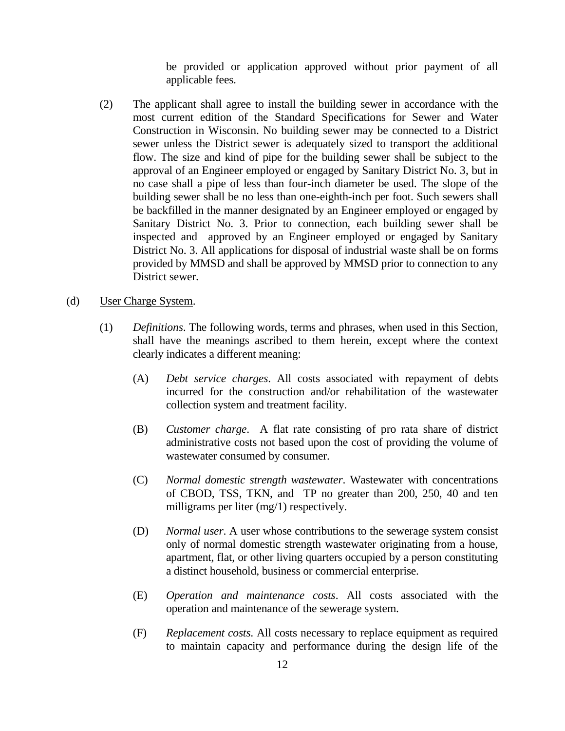be provided or application approved without prior payment of all applicable fees.

(2) The applicant shall agree to install the building sewer in accordance with the most current edition of the Standard Specifications for Sewer and Water Construction in Wisconsin. No building sewer may be connected to a District sewer unless the District sewer is adequately sized to transport the additional flow. The size and kind of pipe for the building sewer shall be subject to the approval of an Engineer employed or engaged by Sanitary District No. 3, but in no case shall a pipe of less than four-inch diameter be used. The slope of the building sewer shall be no less than one-eighth-inch per foot. Such sewers shall be backfilled in the manner designated by an Engineer employed or engaged by Sanitary District No. 3. Prior to connection, each building sewer shall be inspected and approved by an Engineer employed or engaged by Sanitary District No. 3. All applications for disposal of industrial waste shall be on forms provided by MMSD and shall be approved by MMSD prior to connection to any District sewer.

(d) User Charge System.

(1) *Definitions*. The following words, terms and phrases, when used in this Section, shall have the meanings ascribed to them herein, except where the context clearly indicates a different meaning:

(A) *Debt service charges*. All costs associated with repayment of debts incurred for the construction and/or rehabilitation of the wastewater collection system and treatment facility.

(B) *Customer charge*. A flat rate consisting of pro rata share of district administrative costs not based upon the cost of providing the volume of wastewater consumed by consumer.

(C) *Normal domestic strength wastewater*. Wastewater with concentrations of CBOD, TSS, TKN, and TP no greater than 200, 250, 40 and ten milligrams per liter (mg/1) respectively.

(D) *Normal user*. A user whose contributions to the sewerage system consist only of normal domestic strength wastewater originating from a house, apartment, flat, or other living quarters occupied by a person constituting a distinct household, business or commercial enterprise.

(E) *Operation and maintenance costs*. All costs associated with the operation and maintenance of the sewerage system.

(F) *Replacement costs*. All costs necessary to replace equipment as required to maintain capacity and performance during the design life of the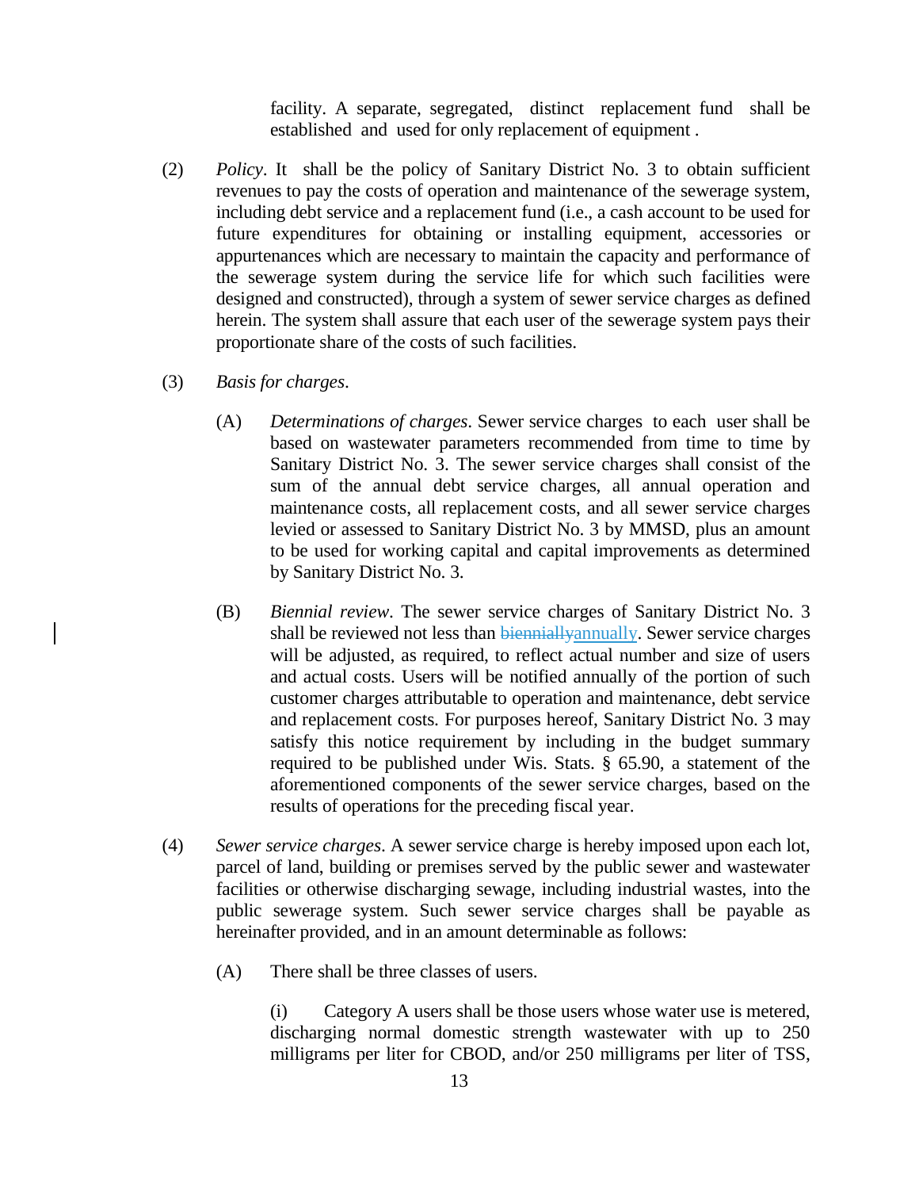facility. A separate, segregated, distinct replacement fund shall be established and used for only replacement of equipment .

(2) *Policy*. It shall be the policy of Sanitary District No. 3 to obtain sufficient revenues to pay the costs of operation and maintenance of the sewerage system, including debt service and a replacement fund (i.e., a cash account to be used for future expenditures for obtaining or installing equipment, accessories or appurtenances which are necessary to maintain the capacity and performance of the sewerage system during the service life for which such facilities were designed and constructed), through a system of sewer service charges as defined herein. The system shall assure that each user of the sewerage system pays their proportionate share of the costs of such facilities.

(3) *Basis for charges*.

(A) *Determinations of charges*. Sewer service charges to each user shall be based on wastewater parameters recommended from time to time by Sanitary District No. 3. The sewer service charges shall consist of the sum of the annual debt service charges, all annual operation and maintenance costs, all replacement costs, and all sewer service charges levied or assessed to Sanitary District No. 3 by MMSD, plus an amount to be used for working capital and capital improvements as determined by Sanitary District No. 3.

(B) *Biennial review*. The sewer service charges of Sanitary District No. 3 shall be reviewed not less than ~~biennially~~annually. Sewer service charges will be adjusted, as required, to reflect actual number and size of users and actual costs. Users will be notified annually of the portion of such customer charges attributable to operation and maintenance, debt service and replacement costs. For purposes hereof, Sanitary District No. 3 may satisfy this notice requirement by including in the budget summary required to be published under Wis. Stats. § 65.90, a statement of the aforementioned components of the sewer service charges, based on the results of operations for the preceding fiscal year.

(4) *Sewer service charges*. A sewer service charge is hereby imposed upon each lot, parcel of land, building or premises served by the public sewer and wastewater facilities or otherwise discharging sewage, including industrial wastes, into the public sewerage system. Such sewer service charges shall be payable as hereinafter provided, and in an amount determinable as follows:

(A) There shall be three classes of users.

(i) Category A users shall be those users whose water use is metered, discharging normal domestic strength wastewater with up to 250 milligrams per liter for CBOD, and/or 250 milligrams per liter of TSS,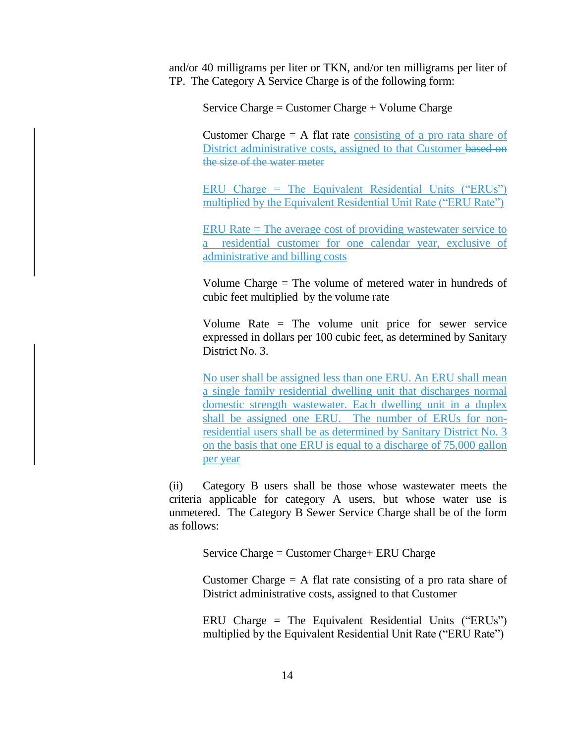and/or 40 milligrams per liter or TKN, and/or ten milligrams per liter of TP. The Category A Service Charge is of the following form:

Service Charge = Customer Charge + Volume Charge

Customer Charge = A flat rate consisting of a pro rata share of District administrative costs, assigned to that Customer ~~based on the size of the water meter~~

ERU Charge = The Equivalent Residential Units ("ERUs") multiplied by the Equivalent Residential Unit Rate ("ERU Rate")

ERU Rate = The average cost of providing wastewater service to a residential customer for one calendar year, exclusive of administrative and billing costs

Volume Charge = The volume of metered water in hundreds of cubic feet multiplied by the volume rate

Volume Rate = The volume unit price for sewer service expressed in dollars per 100 cubic feet, as determined by Sanitary District No. 3.

No user shall be assigned less than one ERU. An ERU shall mean a single family residential dwelling unit that discharges normal domestic strength wastewater. Each dwelling unit in a duplex shall be assigned one ERU. The number of ERUs for non-residential users shall be as determined by Sanitary District No. 3 on the basis that one ERU is equal to a discharge of 75,000 gallon per year

(ii) Category B users shall be those whose wastewater meets the criteria applicable for category A users, but whose water use is unmetered. The Category B Sewer Service Charge shall be of the form as follows:

Service Charge = Customer Charge+ ERU Charge

Customer Charge = A flat rate consisting of a pro rata share of District administrative costs, assigned to that Customer

ERU Charge = The Equivalent Residential Units ("ERUs") multiplied by the Equivalent Residential Unit Rate ("ERU Rate")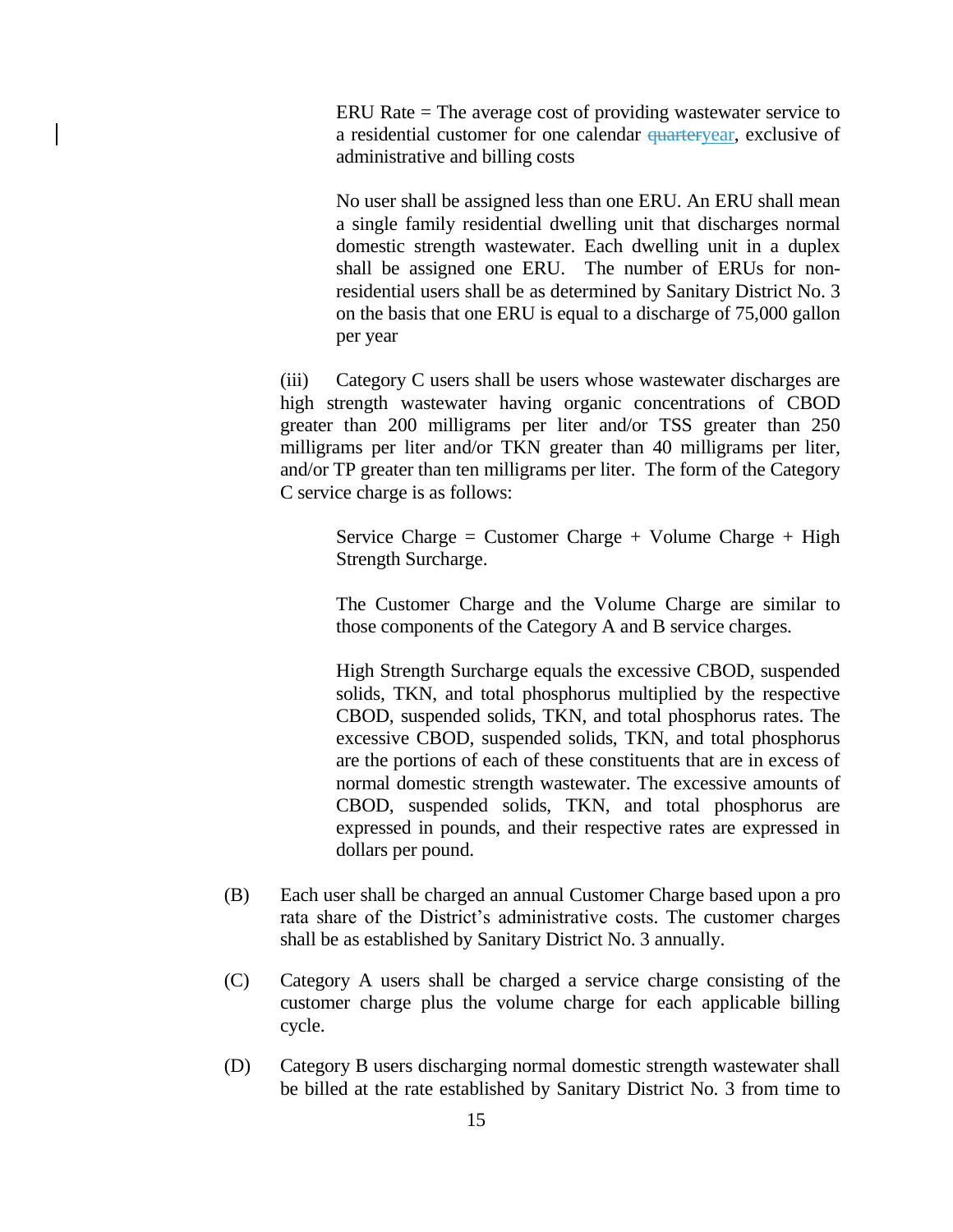ERU Rate = The average cost of providing wastewater service to a residential customer for one calendar ~~quarter~~year, exclusive of administrative and billing costs

No user shall be assigned less than one ERU. An ERU shall mean a single family residential dwelling unit that discharges normal domestic strength wastewater. Each dwelling unit in a duplex shall be assigned one ERU. The number of ERUs for non-residential users shall be as determined by Sanitary District No. 3 on the basis that one ERU is equal to a discharge of 75,000 gallon per year

(iii) Category C users shall be users whose wastewater discharges are high strength wastewater having organic concentrations of CBOD greater than 200 milligrams per liter and/or TSS greater than 250 milligrams per liter and/or TKN greater than 40 milligrams per liter, and/or TP greater than ten milligrams per liter. The form of the Category C service charge is as follows:

Service Charge = Customer Charge + Volume Charge + High Strength Surcharge.

The Customer Charge and the Volume Charge are similar to those components of the Category A and B service charges.

High Strength Surcharge equals the excessive CBOD, suspended solids, TKN, and total phosphorus multiplied by the respective CBOD, suspended solids, TKN, and total phosphorus rates. The excessive CBOD, suspended solids, TKN, and total phosphorus are the portions of each of these constituents that are in excess of normal domestic strength wastewater. The excessive amounts of CBOD, suspended solids, TKN, and total phosphorus are expressed in pounds, and their respective rates are expressed in dollars per pound.

(B) Each user shall be charged an annual Customer Charge based upon a pro rata share of the District's administrative costs. The customer charges shall be as established by Sanitary District No. 3 annually.

(C) Category A users shall be charged a service charge consisting of the customer charge plus the volume charge for each applicable billing cycle.

(D) Category B users discharging normal domestic strength wastewater shall be billed at the rate established by Sanitary District No. 3 from time to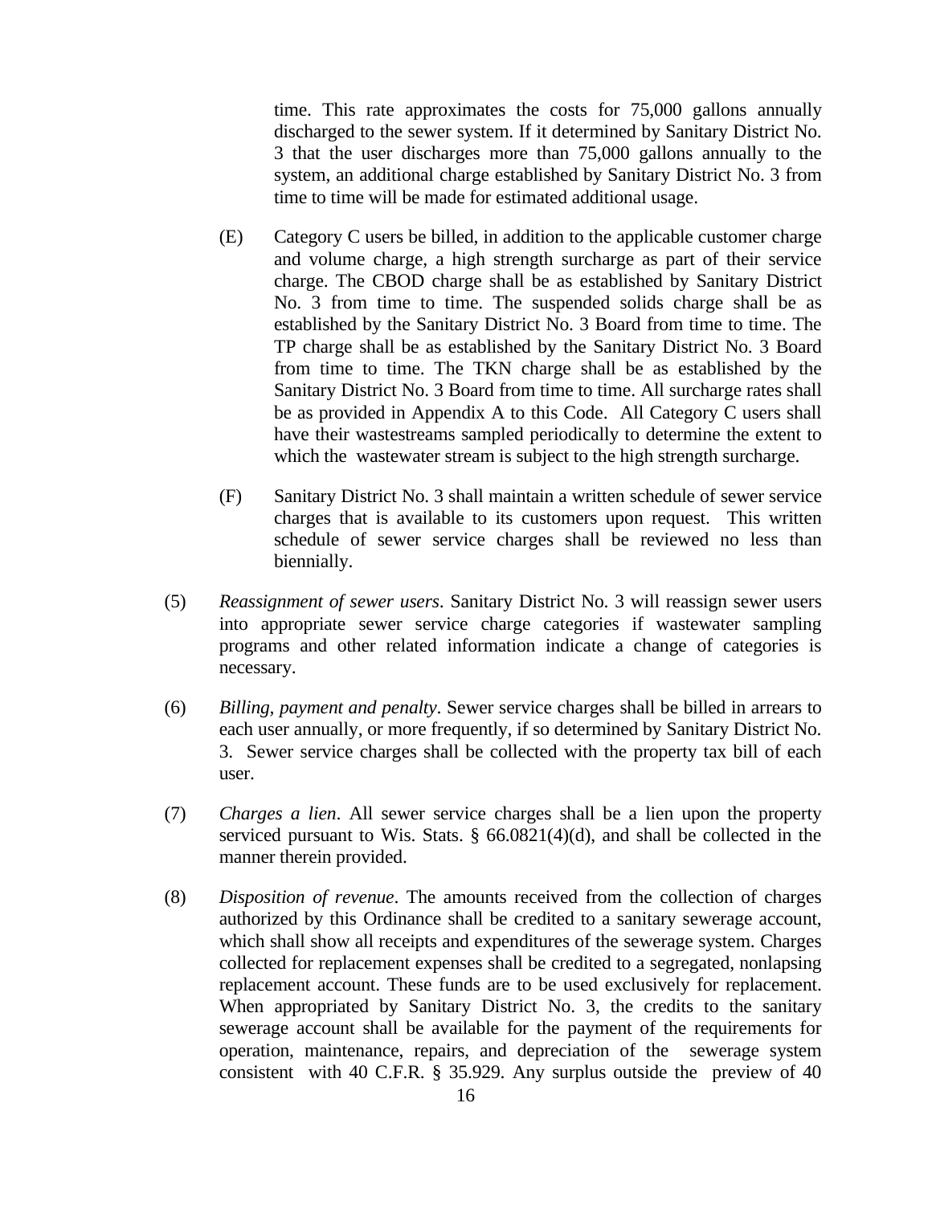time. This rate approximates the costs for 75,000 gallons annually discharged to the sewer system. If it determined by Sanitary District No. 3 that the user discharges more than 75,000 gallons annually to the system, an additional charge established by Sanitary District No. 3 from time to time will be made for estimated additional usage.

(E) Category C users be billed, in addition to the applicable customer charge and volume charge, a high strength surcharge as part of their service charge. The CBOD charge shall be as established by Sanitary District No. 3 from time to time. The suspended solids charge shall be as established by the Sanitary District No. 3 Board from time to time. The TP charge shall be as established by the Sanitary District No. 3 Board from time to time. The TKN charge shall be as established by the Sanitary District No. 3 Board from time to time. All surcharge rates shall be as provided in Appendix A to this Code. All Category C users shall have their wastestreams sampled periodically to determine the extent to which the wastewater stream is subject to the high strength surcharge.

(F) Sanitary District No. 3 shall maintain a written schedule of sewer service charges that is available to its customers upon request. This written schedule of sewer service charges shall be reviewed no less than biennially.

(5) *Reassignment of sewer users*. Sanitary District No. 3 will reassign sewer users into appropriate sewer service charge categories if wastewater sampling programs and other related information indicate a change of categories is necessary.

(6) *Billing, payment and penalty*. Sewer service charges shall be billed in arrears to each user annually, or more frequently, if so determined by Sanitary District No. 3. Sewer service charges shall be collected with the property tax bill of each user.

(7) *Charges a lien*. All sewer service charges shall be a lien upon the property serviced pursuant to Wis. Stats. § 66.0821(4)(d), and shall be collected in the manner therein provided.

(8) *Disposition of revenue*. The amounts received from the collection of charges authorized by this Ordinance shall be credited to a sanitary sewerage account, which shall show all receipts and expenditures of the sewerage system. Charges collected for replacement expenses shall be credited to a segregated, nonlapsing replacement account. These funds are to be used exclusively for replacement. When appropriated by Sanitary District No. 3, the credits to the sanitary sewerage account shall be available for the payment of the requirements for operation, maintenance, repairs, and depreciation of the sewerage system consistent with 40 C.F.R. § 35.929. Any surplus outside the preview of 40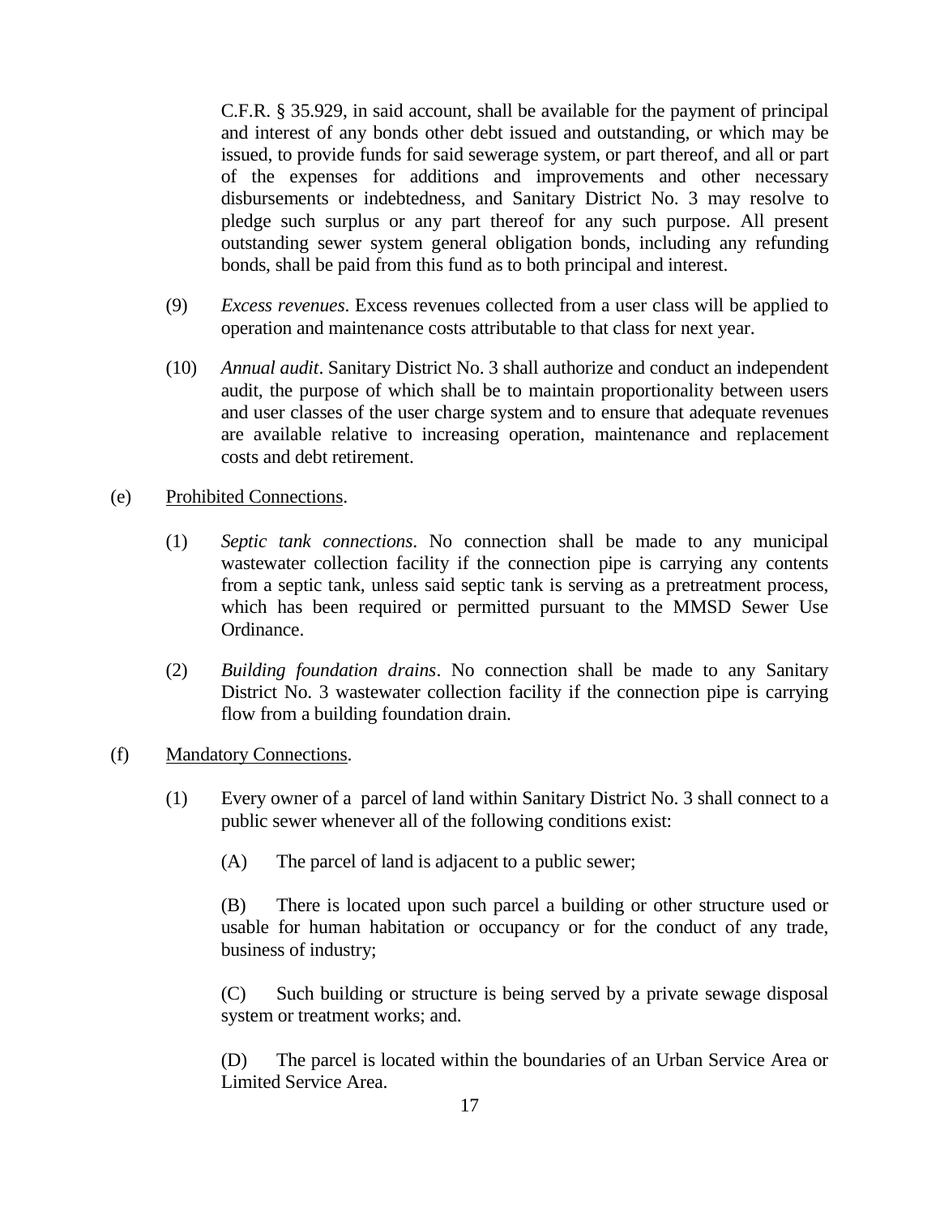C.F.R. § 35.929, in said account, shall be available for the payment of principal and interest of any bonds other debt issued and outstanding, or which may be issued, to provide funds for said sewerage system, or part thereof, and all or part of the expenses for additions and improvements and other necessary disbursements or indebtedness, and Sanitary District No. 3 may resolve to pledge such surplus or any part thereof for any such purpose. All present outstanding sewer system general obligation bonds, including any refunding bonds, shall be paid from this fund as to both principal and interest.

(9) *Excess revenues*. Excess revenues collected from a user class will be applied to operation and maintenance costs attributable to that class for next year.

(10) *Annual audit*. Sanitary District No. 3 shall authorize and conduct an independent audit, the purpose of which shall be to maintain proportionality between users and user classes of the user charge system and to ensure that adequate revenues are available relative to increasing operation, maintenance and replacement costs and debt retirement.

(e) Prohibited Connections.

(1) *Septic tank connections*. No connection shall be made to any municipal wastewater collection facility if the connection pipe is carrying any contents from a septic tank, unless said septic tank is serving as a pretreatment process, which has been required or permitted pursuant to the MMSD Sewer Use Ordinance.

(2) *Building foundation drains*. No connection shall be made to any Sanitary District No. 3 wastewater collection facility if the connection pipe is carrying flow from a building foundation drain.

(f) Mandatory Connections.

(1) Every owner of a parcel of land within Sanitary District No. 3 shall connect to a public sewer whenever all of the following conditions exist:

(A) The parcel of land is adjacent to a public sewer;

(B) There is located upon such parcel a building or other structure used or usable for human habitation or occupancy or for the conduct of any trade, business of industry;

(C) Such building or structure is being served by a private sewage disposal system or treatment works; and.

(D) The parcel is located within the boundaries of an Urban Service Area or Limited Service Area.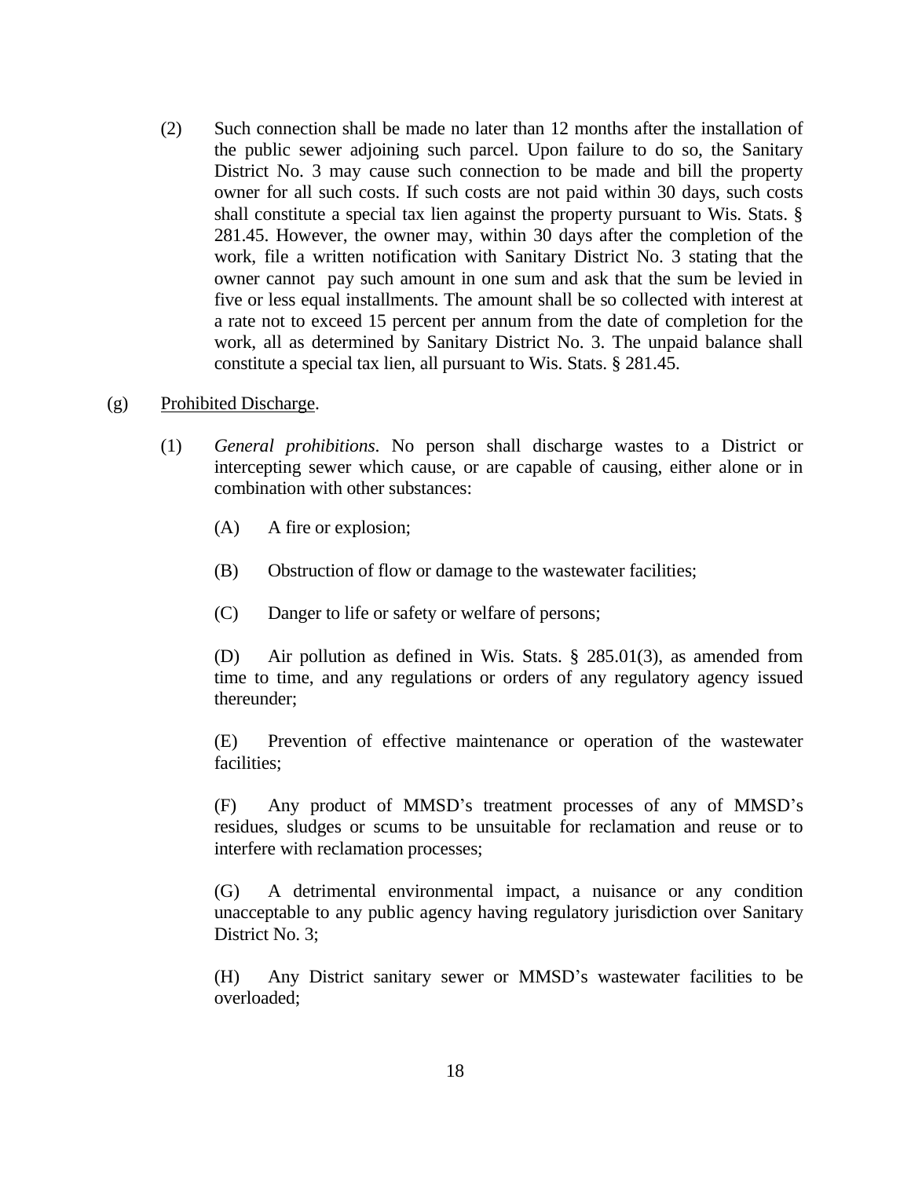(2) Such connection shall be made no later than 12 months after the installation of the public sewer adjoining such parcel. Upon failure to do so, the Sanitary District No. 3 may cause such connection to be made and bill the property owner for all such costs. If such costs are not paid within 30 days, such costs shall constitute a special tax lien against the property pursuant to Wis. Stats. § 281.45. However, the owner may, within 30 days after the completion of the work, file a written notification with Sanitary District No. 3 stating that the owner cannot pay such amount in one sum and ask that the sum be levied in five or less equal installments. The amount shall be so collected with interest at a rate not to exceed 15 percent per annum from the date of completion for the work, all as determined by Sanitary District No. 3. The unpaid balance shall constitute a special tax lien, all pursuant to Wis. Stats. § 281.45.

(g) Prohibited Discharge.

(1) *General prohibitions*. No person shall discharge wastes to a District or intercepting sewer which cause, or are capable of causing, either alone or in combination with other substances:

(A) A fire or explosion;

(B) Obstruction of flow or damage to the wastewater facilities;

(C) Danger to life or safety or welfare of persons;

(D) Air pollution as defined in Wis. Stats. § 285.01(3), as amended from time to time, and any regulations or orders of any regulatory agency issued thereunder;

(E) Prevention of effective maintenance or operation of the wastewater facilities;

(F) Any product of MMSD's treatment processes of any of MMSD's residues, sludges or scums to be unsuitable for reclamation and reuse or to interfere with reclamation processes;

(G) A detrimental environmental impact, a nuisance or any condition unacceptable to any public agency having regulatory jurisdiction over Sanitary District No. 3;

(H) Any District sanitary sewer or MMSD's wastewater facilities to be overloaded;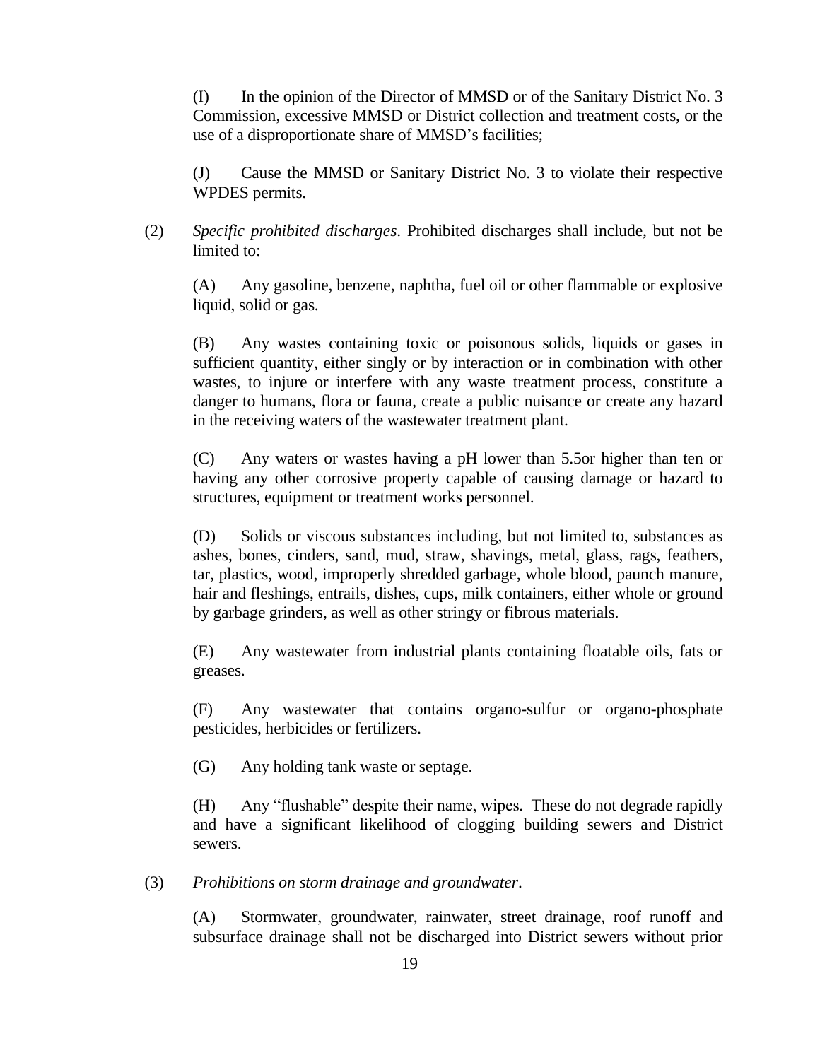(I) In the opinion of the Director of MMSD or of the Sanitary District No. 3 Commission, excessive MMSD or District collection and treatment costs, or the use of a disproportionate share of MMSD's facilities;

(J) Cause the MMSD or Sanitary District No. 3 to violate their respective WPDES permits.

(2) *Specific prohibited discharges*. Prohibited discharges shall include, but not be limited to:

(A) Any gasoline, benzene, naphtha, fuel oil or other flammable or explosive liquid, solid or gas.

(B) Any wastes containing toxic or poisonous solids, liquids or gases in sufficient quantity, either singly or by interaction or in combination with other wastes, to injure or interfere with any waste treatment process, constitute a danger to humans, flora or fauna, create a public nuisance or create any hazard in the receiving waters of the wastewater treatment plant.

(C) Any waters or wastes having a pH lower than 5.5or higher than ten or having any other corrosive property capable of causing damage or hazard to structures, equipment or treatment works personnel.

(D) Solids or viscous substances including, but not limited to, substances as ashes, bones, cinders, sand, mud, straw, shavings, metal, glass, rags, feathers, tar, plastics, wood, improperly shredded garbage, whole blood, paunch manure, hair and fleshings, entrails, dishes, cups, milk containers, either whole or ground by garbage grinders, as well as other stringy or fibrous materials.

(E) Any wastewater from industrial plants containing floatable oils, fats or greases.

(F) Any wastewater that contains organo-sulfur or organo-phosphate pesticides, herbicides or fertilizers.

(G) Any holding tank waste or septage.

(H) Any "flushable" despite their name, wipes. These do not degrade rapidly and have a significant likelihood of clogging building sewers and District sewers.

(3) *Prohibitions on storm drainage and groundwater*.

(A) Stormwater, groundwater, rainwater, street drainage, roof runoff and subsurface drainage shall not be discharged into District sewers without prior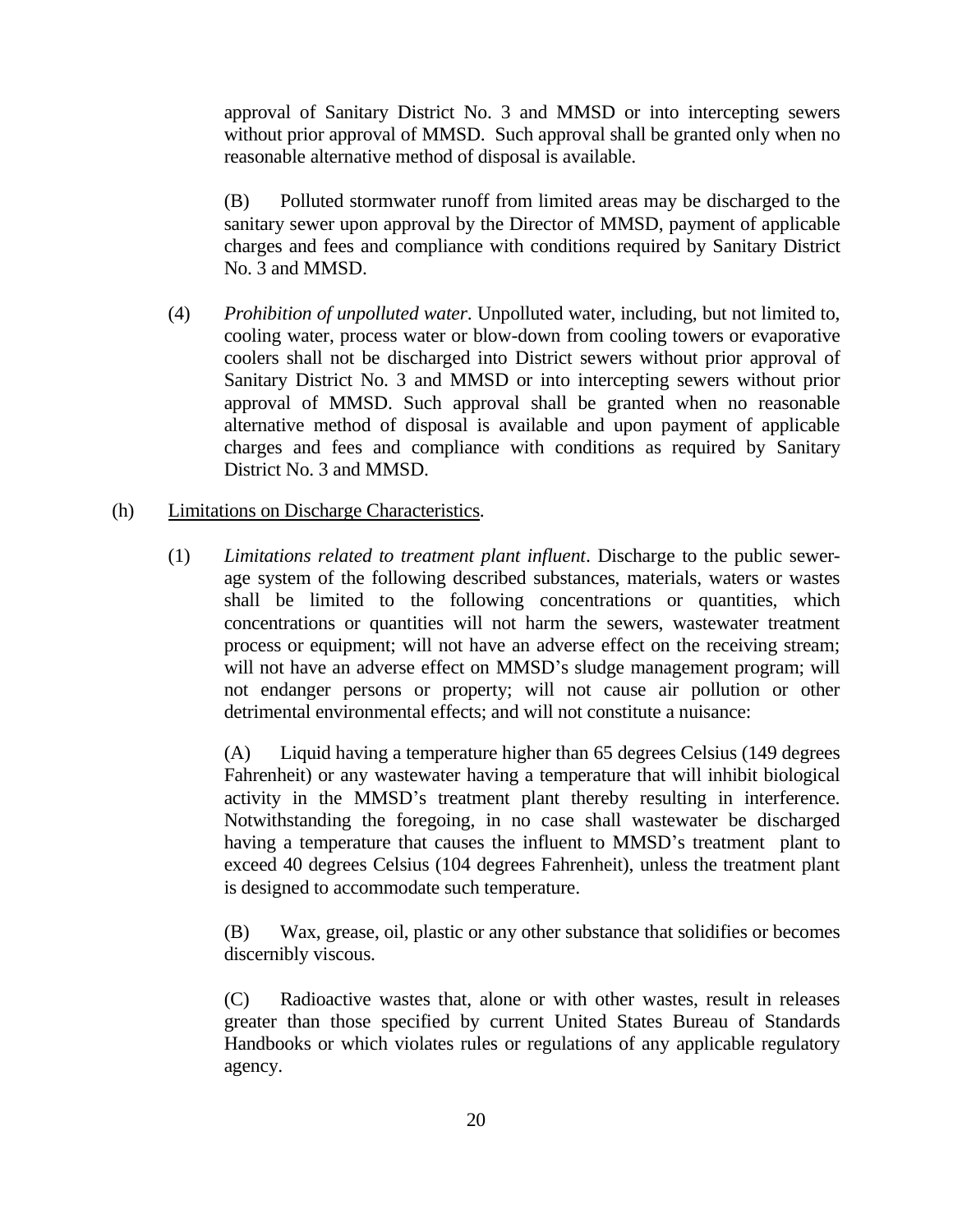approval of Sanitary District No. 3 and MMSD or into intercepting sewers without prior approval of MMSD. Such approval shall be granted only when no reasonable alternative method of disposal is available.

(B) Polluted stormwater runoff from limited areas may be discharged to the sanitary sewer upon approval by the Director of MMSD, payment of applicable charges and fees and compliance with conditions required by Sanitary District No. 3 and MMSD.

(4) *Prohibition of unpolluted water*. Unpolluted water, including, but not limited to, cooling water, process water or blow-down from cooling towers or evaporative coolers shall not be discharged into District sewers without prior approval of Sanitary District No. 3 and MMSD or into intercepting sewers without prior approval of MMSD. Such approval shall be granted when no reasonable alternative method of disposal is available and upon payment of applicable charges and fees and compliance with conditions as required by Sanitary District No. 3 and MMSD.

(h) Limitations on Discharge Characteristics.

(1) *Limitations related to treatment plant influent*. Discharge to the public sewerage system of the following described substances, materials, waters or wastes shall be limited to the following concentrations or quantities, which concentrations or quantities will not harm the sewers, wastewater treatment process or equipment; will not have an adverse effect on the receiving stream; will not have an adverse effect on MMSD's sludge management program; will not endanger persons or property; will not cause air pollution or other detrimental environmental effects; and will not constitute a nuisance:

(A) Liquid having a temperature higher than 65 degrees Celsius (149 degrees Fahrenheit) or any wastewater having a temperature that will inhibit biological activity in the MMSD's treatment plant thereby resulting in interference. Notwithstanding the foregoing, in no case shall wastewater be discharged having a temperature that causes the influent to MMSD's treatment plant to exceed 40 degrees Celsius (104 degrees Fahrenheit), unless the treatment plant is designed to accommodate such temperature.

(B) Wax, grease, oil, plastic or any other substance that solidifies or becomes discernibly viscous.

(C) Radioactive wastes that, alone or with other wastes, result in releases greater than those specified by current United States Bureau of Standards Handbooks or which violates rules or regulations of any applicable regulatory agency.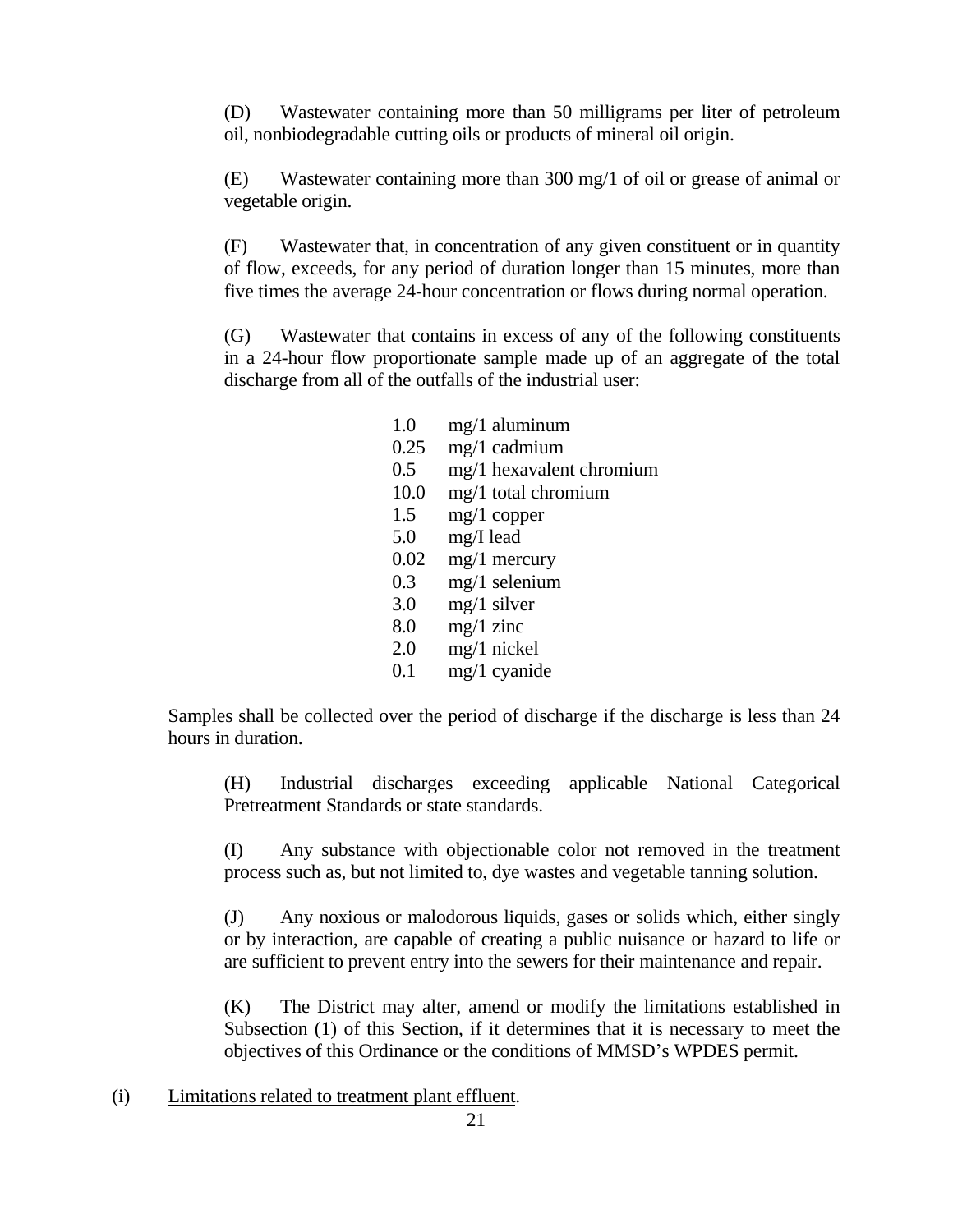(D) Wastewater containing more than 50 milligrams per liter of petroleum oil, nonbiodegradable cutting oils or products of mineral oil origin.

(E) Wastewater containing more than 300 mg/1 of oil or grease of animal or vegetable origin.

(F) Wastewater that, in concentration of any given constituent or in quantity of flow, exceeds, for any period of duration longer than 15 minutes, more than five times the average 24-hour concentration or flows during normal operation.

(G) Wastewater that contains in excess of any of the following constituents in a 24-hour flow proportionate sample made up of an aggregate of the total discharge from all of the outfalls of the industrial user:

| | |
|---|---|
| 1.0 | mg/1 aluminum |
| 0.25 | mg/1 cadmium |
| 0.5 | mg/1 hexavalent chromium |
| 10.0 | mg/1 total chromium |
| 1.5 | mg/1 copper |
| 5.0 | mg/I lead |
| 0.02 | mg/1 mercury |
| 0.3 | mg/1 selenium |
| 3.0 | mg/1 silver |
| 8.0 | mg/1 zinc |
| 2.0 | mg/1 nickel |
| 0.1 | mg/1 cyanide |

Samples shall be collected over the period of discharge if the discharge is less than 24 hours in duration.

(H) Industrial discharges exceeding applicable National Categorical Pretreatment Standards or state standards.

(I) Any substance with objectionable color not removed in the treatment process such as, but not limited to, dye wastes and vegetable tanning solution.

(J) Any noxious or malodorous liquids, gases or solids which, either singly or by interaction, are capable of creating a public nuisance or hazard to life or are sufficient to prevent entry into the sewers for their maintenance and repair.

(K) The District may alter, amend or modify the limitations established in Subsection (1) of this Section, if it determines that it is necessary to meet the objectives of this Ordinance or the conditions of MMSD's WPDES permit.

(i) Limitations related to treatment plant effluent.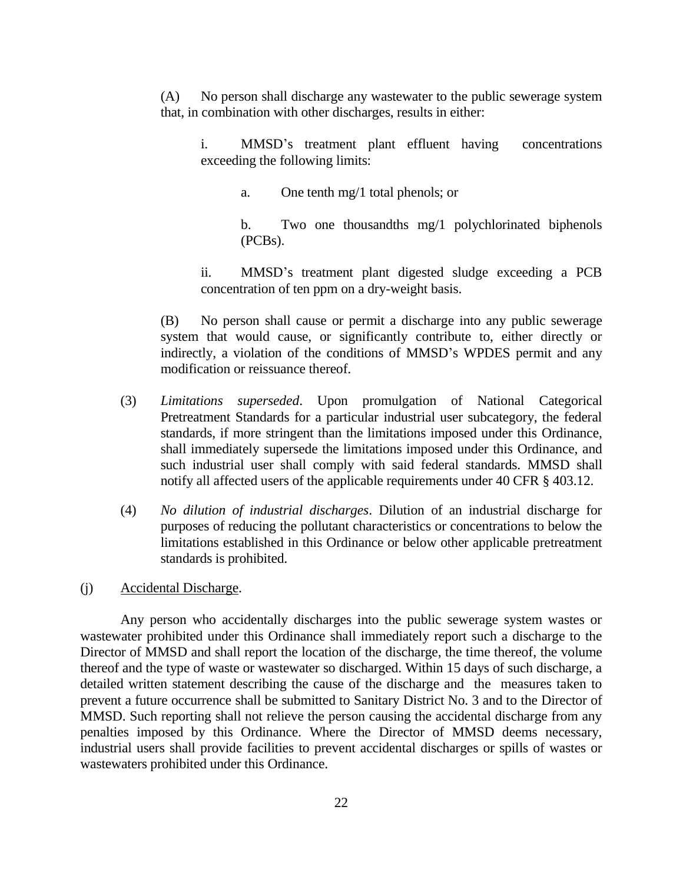(A) No person shall discharge any wastewater to the public sewerage system that, in combination with other discharges, results in either:

i. MMSD's treatment plant effluent having concentrations exceeding the following limits:

a. One tenth mg/1 total phenols; or

b. Two one thousandths mg/1 polychlorinated biphenols (PCBs).

ii. MMSD's treatment plant digested sludge exceeding a PCB concentration of ten ppm on a dry-weight basis.

(B) No person shall cause or permit a discharge into any public sewerage system that would cause, or significantly contribute to, either directly or indirectly, a violation of the conditions of MMSD's WPDES permit and any modification or reissuance thereof.

(3) *Limitations superseded*. Upon promulgation of National Categorical Pretreatment Standards for a particular industrial user subcategory, the federal standards, if more stringent than the limitations imposed under this Ordinance, shall immediately supersede the limitations imposed under this Ordinance, and such industrial user shall comply with said federal standards. MMSD shall notify all affected users of the applicable requirements under 40 CFR § 403.12.

(4) *No dilution of industrial discharges*. Dilution of an industrial discharge for purposes of reducing the pollutant characteristics or concentrations to below the limitations established in this Ordinance or below other applicable pretreatment standards is prohibited.

(j) Accidental Discharge.

Any person who accidentally discharges into the public sewerage system wastes or wastewater prohibited under this Ordinance shall immediately report such a discharge to the Director of MMSD and shall report the location of the discharge, the time thereof, the volume thereof and the type of waste or wastewater so discharged. Within 15 days of such discharge, a detailed written statement describing the cause of the discharge and the measures taken to prevent a future occurrence shall be submitted to Sanitary District No. 3 and to the Director of MMSD. Such reporting shall not relieve the person causing the accidental discharge from any penalties imposed by this Ordinance. Where the Director of MMSD deems necessary, industrial users shall provide facilities to prevent accidental discharges or spills of wastes or wastewaters prohibited under this Ordinance.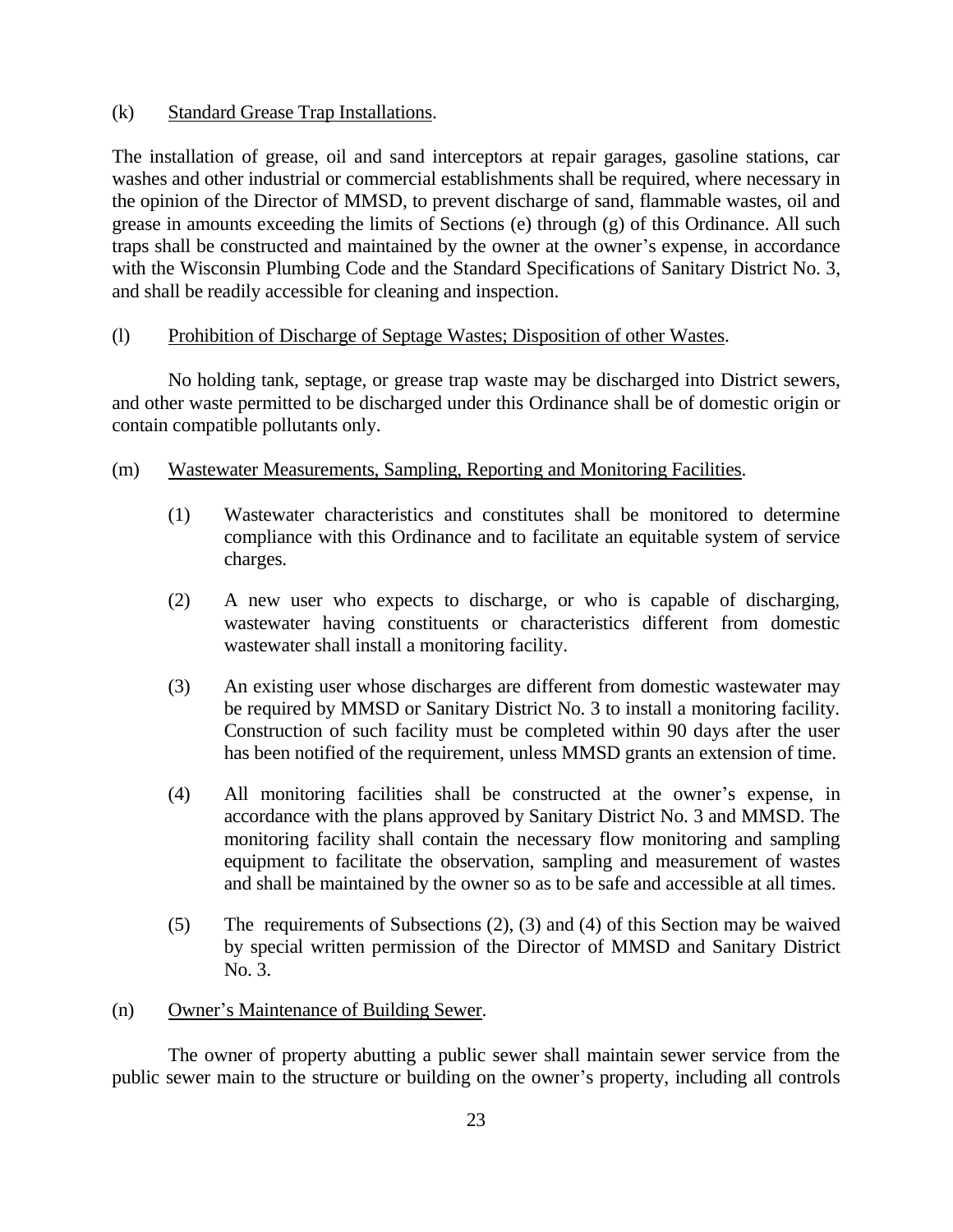(k) Standard Grease Trap Installations.

The installation of grease, oil and sand interceptors at repair garages, gasoline stations, car washes and other industrial or commercial establishments shall be required, where necessary in the opinion of the Director of MMSD, to prevent discharge of sand, flammable wastes, oil and grease in amounts exceeding the limits of Sections (e) through (g) of this Ordinance. All such traps shall be constructed and maintained by the owner at the owner's expense, in accordance with the Wisconsin Plumbing Code and the Standard Specifications of Sanitary District No. 3, and shall be readily accessible for cleaning and inspection.

(l) Prohibition of Discharge of Septage Wastes; Disposition of other Wastes.

No holding tank, septage, or grease trap waste may be discharged into District sewers, and other waste permitted to be discharged under this Ordinance shall be of domestic origin or contain compatible pollutants only.

(m) Wastewater Measurements, Sampling, Reporting and Monitoring Facilities.

(1) Wastewater characteristics and constitutes shall be monitored to determine compliance with this Ordinance and to facilitate an equitable system of service charges.

(2) A new user who expects to discharge, or who is capable of discharging, wastewater having constituents or characteristics different from domestic wastewater shall install a monitoring facility.

(3) An existing user whose discharges are different from domestic wastewater may be required by MMSD or Sanitary District No. 3 to install a monitoring facility. Construction of such facility must be completed within 90 days after the user has been notified of the requirement, unless MMSD grants an extension of time.

(4) All monitoring facilities shall be constructed at the owner's expense, in accordance with the plans approved by Sanitary District No. 3 and MMSD. The monitoring facility shall contain the necessary flow monitoring and sampling equipment to facilitate the observation, sampling and measurement of wastes and shall be maintained by the owner so as to be safe and accessible at all times.

(5) The requirements of Subsections (2), (3) and (4) of this Section may be waived by special written permission of the Director of MMSD and Sanitary District No. 3.

(n) Owner's Maintenance of Building Sewer.

The owner of property abutting a public sewer shall maintain sewer service from the public sewer main to the structure or building on the owner's property, including all controls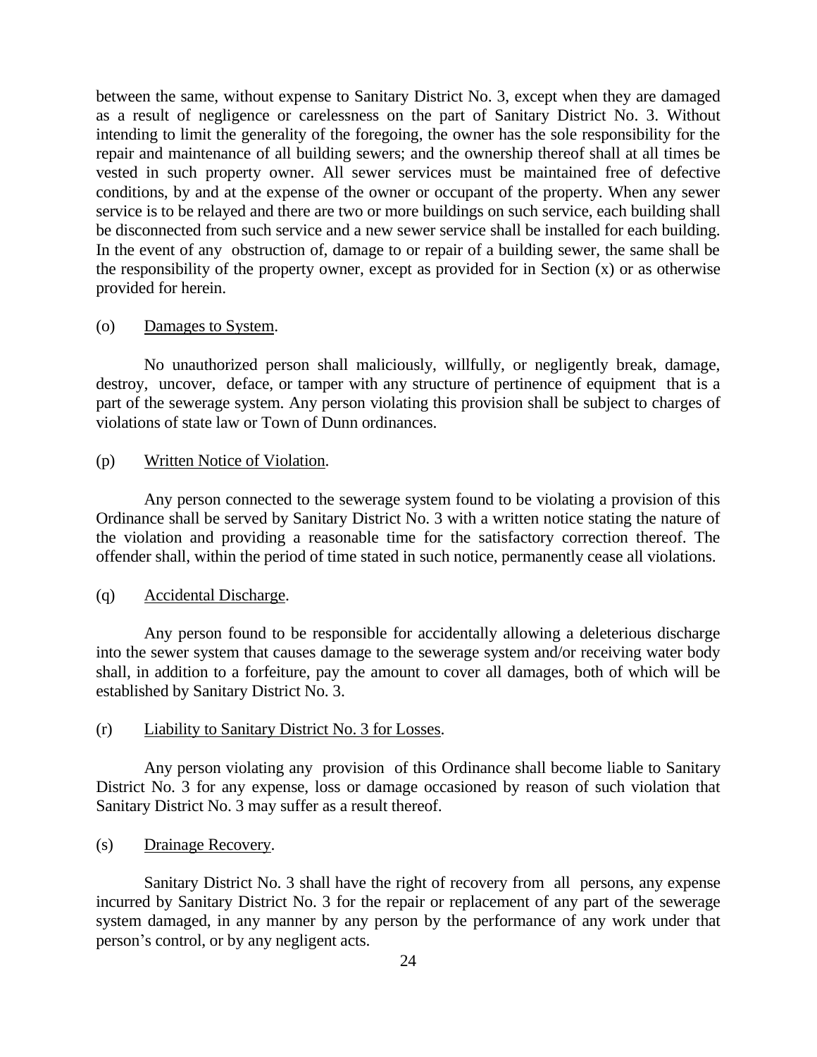between the same, without expense to Sanitary District No. 3, except when they are damaged as a result of negligence or carelessness on the part of Sanitary District No. 3. Without intending to limit the generality of the foregoing, the owner has the sole responsibility for the repair and maintenance of all building sewers; and the ownership thereof shall at all times be vested in such property owner. All sewer services must be maintained free of defective conditions, by and at the expense of the owner or occupant of the property. When any sewer service is to be relayed and there are two or more buildings on such service, each building shall be disconnected from such service and a new sewer service shall be installed for each building. In the event of any obstruction of, damage to or repair of a building sewer, the same shall be the responsibility of the property owner, except as provided for in Section (x) or as otherwise provided for herein.

(o) Damages to System.

No unauthorized person shall maliciously, willfully, or negligently break, damage, destroy, uncover, deface, or tamper with any structure of pertinence of equipment that is a part of the sewerage system. Any person violating this provision shall be subject to charges of violations of state law or Town of Dunn ordinances.

(p) Written Notice of Violation.

Any person connected to the sewerage system found to be violating a provision of this Ordinance shall be served by Sanitary District No. 3 with a written notice stating the nature of the violation and providing a reasonable time for the satisfactory correction thereof. The offender shall, within the period of time stated in such notice, permanently cease all violations.

(q) Accidental Discharge.

Any person found to be responsible for accidentally allowing a deleterious discharge into the sewer system that causes damage to the sewerage system and/or receiving water body shall, in addition to a forfeiture, pay the amount to cover all damages, both of which will be established by Sanitary District No. 3.

(r) Liability to Sanitary District No. 3 for Losses.

Any person violating any provision of this Ordinance shall become liable to Sanitary District No. 3 for any expense, loss or damage occasioned by reason of such violation that Sanitary District No. 3 may suffer as a result thereof.

(s) Drainage Recovery.

Sanitary District No. 3 shall have the right of recovery from all persons, any expense incurred by Sanitary District No. 3 for the repair or replacement of any part of the sewerage system damaged, in any manner by any person by the performance of any work under that person's control, or by any negligent acts.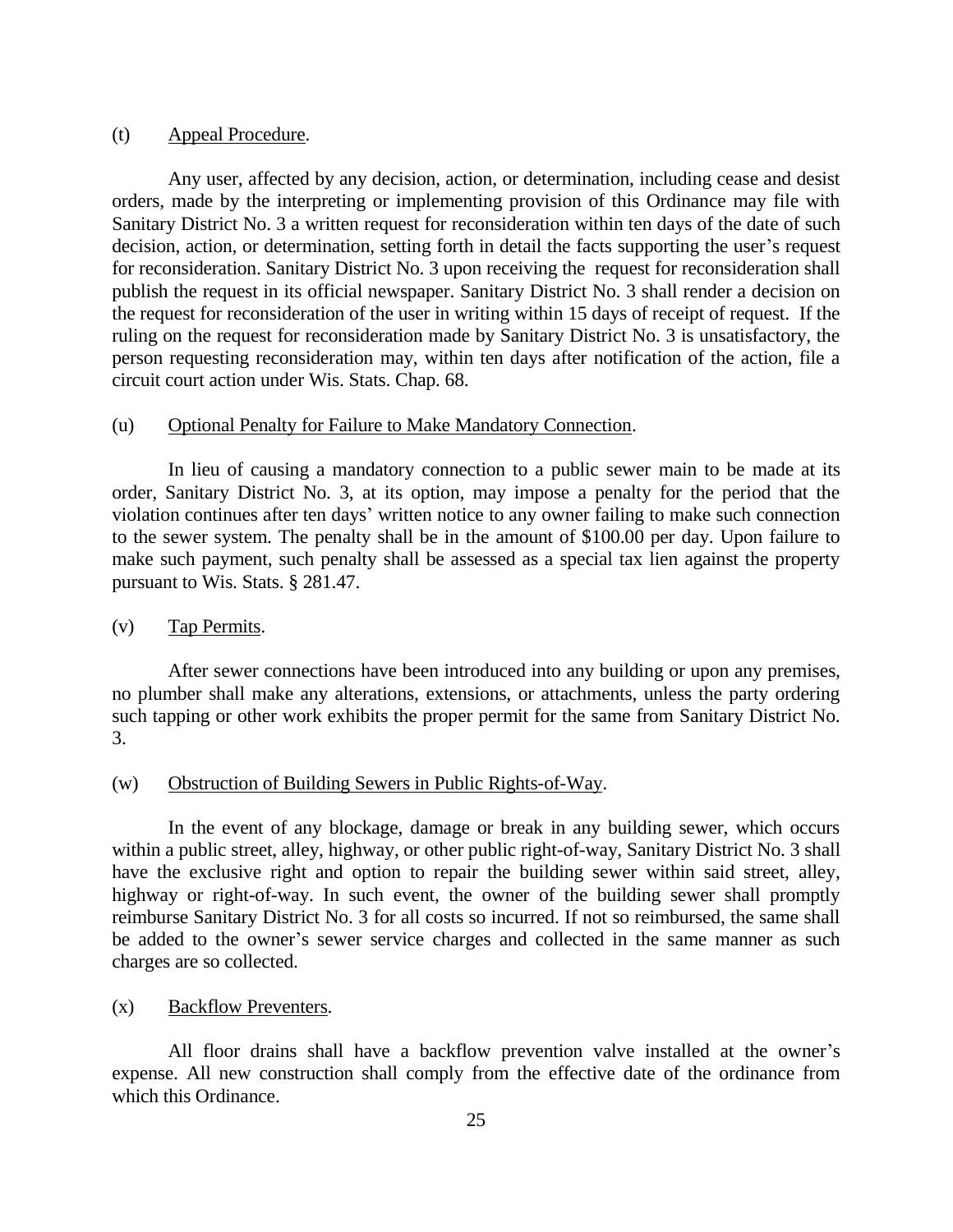(t) <u>Appeal Procedure</u>.

Any user, affected by any decision, action, or determination, including cease and desist orders, made by the interpreting or implementing provision of this Ordinance may file with Sanitary District No. 3 a written request for reconsideration within ten days of the date of such decision, action, or determination, setting forth in detail the facts supporting the user's request for reconsideration. Sanitary District No. 3 upon receiving the request for reconsideration shall publish the request in its official newspaper. Sanitary District No. 3 shall render a decision on the request for reconsideration of the user in writing within 15 days of receipt of request. If the ruling on the request for reconsideration made by Sanitary District No. 3 is unsatisfactory, the person requesting reconsideration may, within ten days after notification of the action, file a circuit court action under Wis. Stats. Chap. 68.

(u) <u>Optional Penalty for Failure to Make Mandatory Connection</u>.

In lieu of causing a mandatory connection to a public sewer main to be made at its order, Sanitary District No. 3, at its option, may impose a penalty for the period that the violation continues after ten days' written notice to any owner failing to make such connection to the sewer system. The penalty shall be in the amount of $100.00 per day. Upon failure to make such payment, such penalty shall be assessed as a special tax lien against the property pursuant to Wis. Stats. § 281.47.

(v) <u>Tap Permits</u>.

After sewer connections have been introduced into any building or upon any premises, no plumber shall make any alterations, extensions, or attachments, unless the party ordering such tapping or other work exhibits the proper permit for the same from Sanitary District No. 3.

(w) <u>Obstruction of Building Sewers in Public Rights-of-Way</u>.

In the event of any blockage, damage or break in any building sewer, which occurs within a public street, alley, highway, or other public right-of-way, Sanitary District No. 3 shall have the exclusive right and option to repair the building sewer within said street, alley, highway or right-of-way. In such event, the owner of the building sewer shall promptly reimburse Sanitary District No. 3 for all costs so incurred. If not so reimbursed, the same shall be added to the owner's sewer service charges and collected in the same manner as such charges are so collected.

(x) <u>Backflow Preventers</u>.

All floor drains shall have a backflow prevention valve installed at the owner's expense. All new construction shall comply from the effective date of the ordinance from which this Ordinance.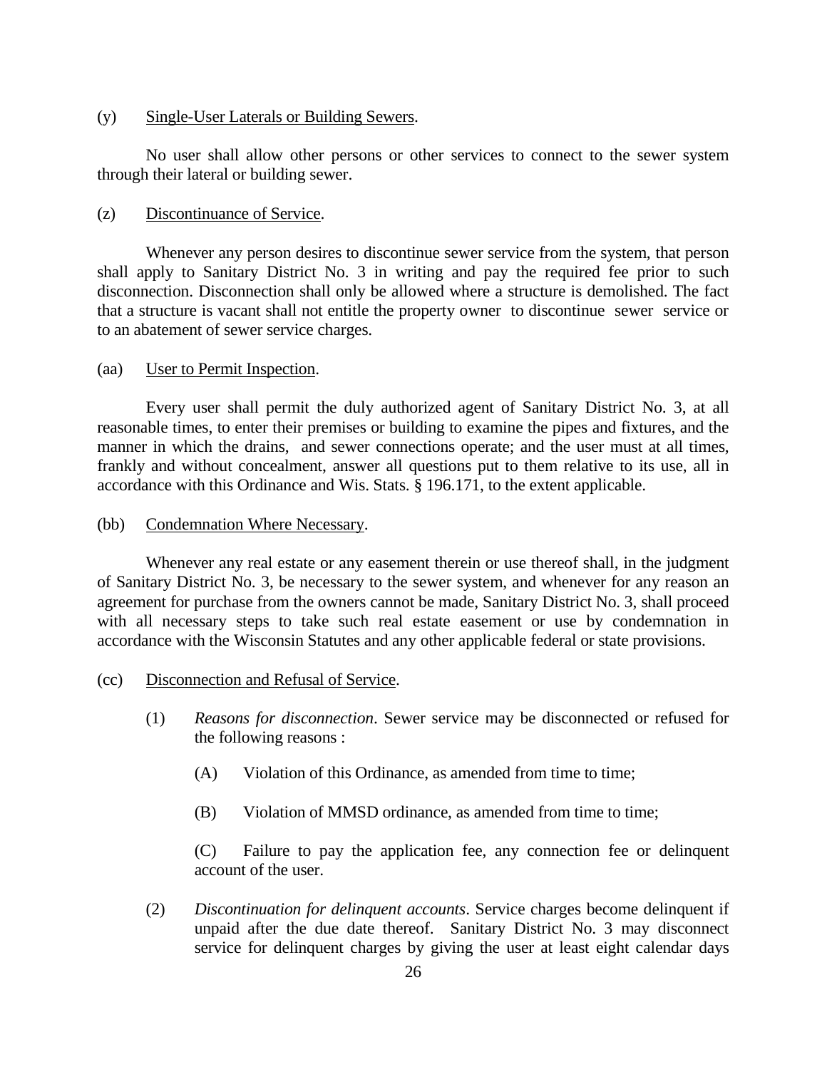(y) Single-User Laterals or Building Sewers.

No user shall allow other persons or other services to connect to the sewer system through their lateral or building sewer.

(z) Discontinuance of Service.

Whenever any person desires to discontinue sewer service from the system, that person shall apply to Sanitary District No. 3 in writing and pay the required fee prior to such disconnection. Disconnection shall only be allowed where a structure is demolished. The fact that a structure is vacant shall not entitle the property owner to discontinue sewer service or to an abatement of sewer service charges.

(aa) User to Permit Inspection.

Every user shall permit the duly authorized agent of Sanitary District No. 3, at all reasonable times, to enter their premises or building to examine the pipes and fixtures, and the manner in which the drains, and sewer connections operate; and the user must at all times, frankly and without concealment, answer all questions put to them relative to its use, all in accordance with this Ordinance and Wis. Stats. § 196.171, to the extent applicable.

(bb) Condemnation Where Necessary.

Whenever any real estate or any easement therein or use thereof shall, in the judgment of Sanitary District No. 3, be necessary to the sewer system, and whenever for any reason an agreement for purchase from the owners cannot be made, Sanitary District No. 3, shall proceed with all necessary steps to take such real estate easement or use by condemnation in accordance with the Wisconsin Statutes and any other applicable federal or state provisions.

(cc) Disconnection and Refusal of Service.

(1) *Reasons for disconnection*. Sewer service may be disconnected or refused for the following reasons :

(A) Violation of this Ordinance, as amended from time to time;

(B) Violation of MMSD ordinance, as amended from time to time;

(C) Failure to pay the application fee, any connection fee or delinquent account of the user.

(2) *Discontinuation for delinquent accounts*. Service charges become delinquent if unpaid after the due date thereof. Sanitary District No. 3 may disconnect service for delinquent charges by giving the user at least eight calendar days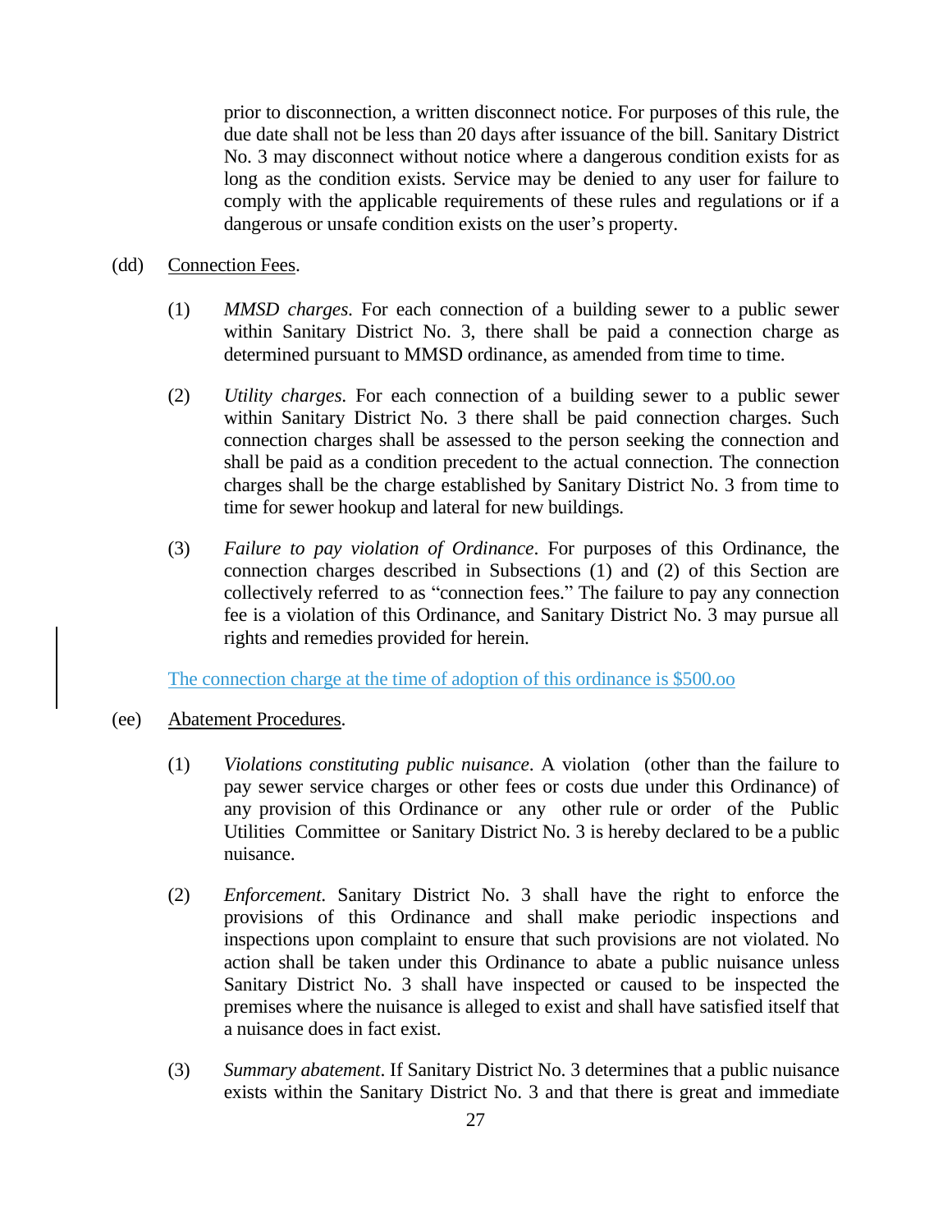prior to disconnection, a written disconnect notice. For purposes of this rule, the due date shall not be less than 20 days after issuance of the bill. Sanitary District No. 3 may disconnect without notice where a dangerous condition exists for as long as the condition exists. Service may be denied to any user for failure to comply with the applicable requirements of these rules and regulations or if a dangerous or unsafe condition exists on the user's property.

(dd) Connection Fees.

(1) *MMSD charges*. For each connection of a building sewer to a public sewer within Sanitary District No. 3, there shall be paid a connection charge as determined pursuant to MMSD ordinance, as amended from time to time.

(2) *Utility charges*. For each connection of a building sewer to a public sewer within Sanitary District No. 3 there shall be paid connection charges. Such connection charges shall be assessed to the person seeking the connection and shall be paid as a condition precedent to the actual connection. The connection charges shall be the charge established by Sanitary District No. 3 from time to time for sewer hookup and lateral for new buildings.

(3) *Failure to pay violation of Ordinance*. For purposes of this Ordinance, the connection charges described in Subsections (1) and (2) of this Section are collectively referred to as "connection fees." The failure to pay any connection fee is a violation of this Ordinance, and Sanitary District No. 3 may pursue all rights and remedies provided for herein.

The connection charge at the time of adoption of this ordinance is $500.oo

(ee) Abatement Procedures.

(1) *Violations constituting public nuisance*. A violation (other than the failure to pay sewer service charges or other fees or costs due under this Ordinance) of any provision of this Ordinance or any other rule or order of the Public Utilities Committee or Sanitary District No. 3 is hereby declared to be a public nuisance.

(2) *Enforcement*. Sanitary District No. 3 shall have the right to enforce the provisions of this Ordinance and shall make periodic inspections and inspections upon complaint to ensure that such provisions are not violated. No action shall be taken under this Ordinance to abate a public nuisance unless Sanitary District No. 3 shall have inspected or caused to be inspected the premises where the nuisance is alleged to exist and shall have satisfied itself that a nuisance does in fact exist.

(3) *Summary abatement*. If Sanitary District No. 3 determines that a public nuisance exists within the Sanitary District No. 3 and that there is great and immediate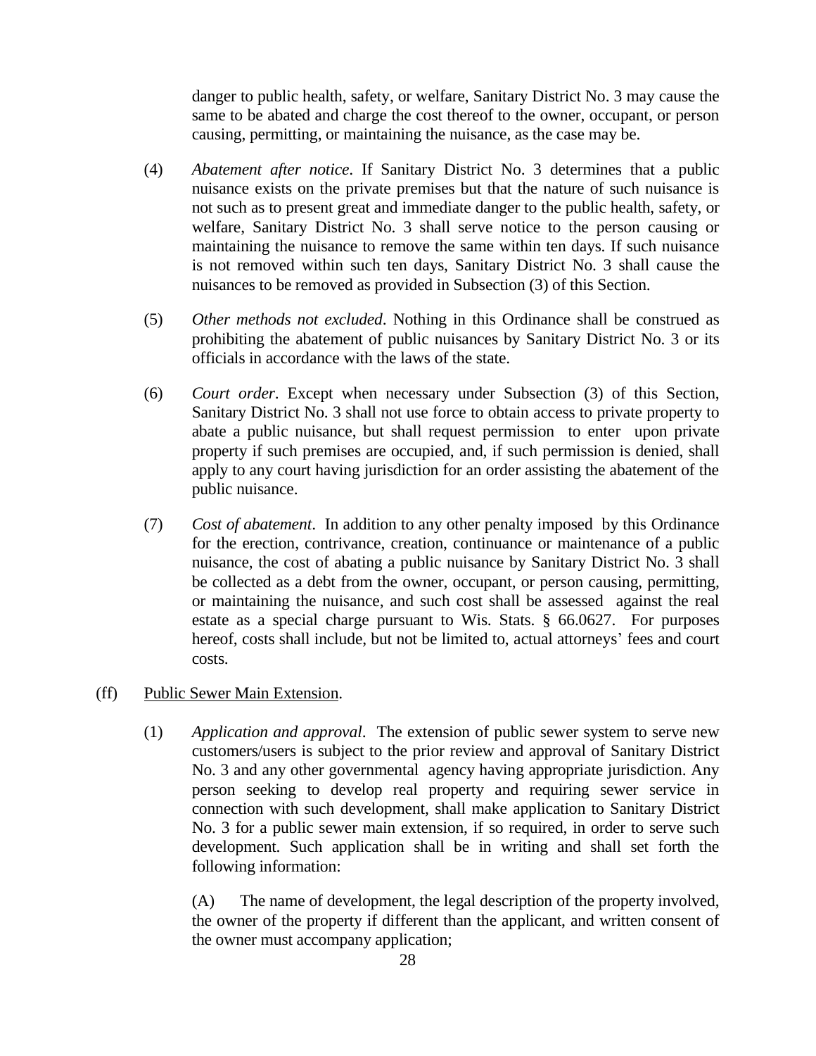danger to public health, safety, or welfare, Sanitary District No. 3 may cause the same to be abated and charge the cost thereof to the owner, occupant, or person causing, permitting, or maintaining the nuisance, as the case may be.

(4) *Abatement after notice*. If Sanitary District No. 3 determines that a public nuisance exists on the private premises but that the nature of such nuisance is not such as to present great and immediate danger to the public health, safety, or welfare, Sanitary District No. 3 shall serve notice to the person causing or maintaining the nuisance to remove the same within ten days. If such nuisance is not removed within such ten days, Sanitary District No. 3 shall cause the nuisances to be removed as provided in Subsection (3) of this Section.

(5) *Other methods not excluded*. Nothing in this Ordinance shall be construed as prohibiting the abatement of public nuisances by Sanitary District No. 3 or its officials in accordance with the laws of the state.

(6) *Court order*. Except when necessary under Subsection (3) of this Section, Sanitary District No. 3 shall not use force to obtain access to private property to abate a public nuisance, but shall request permission to enter upon private property if such premises are occupied, and, if such permission is denied, shall apply to any court having jurisdiction for an order assisting the abatement of the public nuisance.

(7) *Cost of abatement*. In addition to any other penalty imposed by this Ordinance for the erection, contrivance, creation, continuance or maintenance of a public nuisance, the cost of abating a public nuisance by Sanitary District No. 3 shall be collected as a debt from the owner, occupant, or person causing, permitting, or maintaining the nuisance, and such cost shall be assessed against the real estate as a special charge pursuant to Wis. Stats. § 66.0627. For purposes hereof, costs shall include, but not be limited to, actual attorneys' fees and court costs.

(ff) Public Sewer Main Extension.

(1) *Application and approval*. The extension of public sewer system to serve new customers/users is subject to the prior review and approval of Sanitary District No. 3 and any other governmental agency having appropriate jurisdiction. Any person seeking to develop real property and requiring sewer service in connection with such development, shall make application to Sanitary District No. 3 for a public sewer main extension, if so required, in order to serve such development. Such application shall be in writing and shall set forth the following information:

(A) The name of development, the legal description of the property involved, the owner of the property if different than the applicant, and written consent of the owner must accompany application;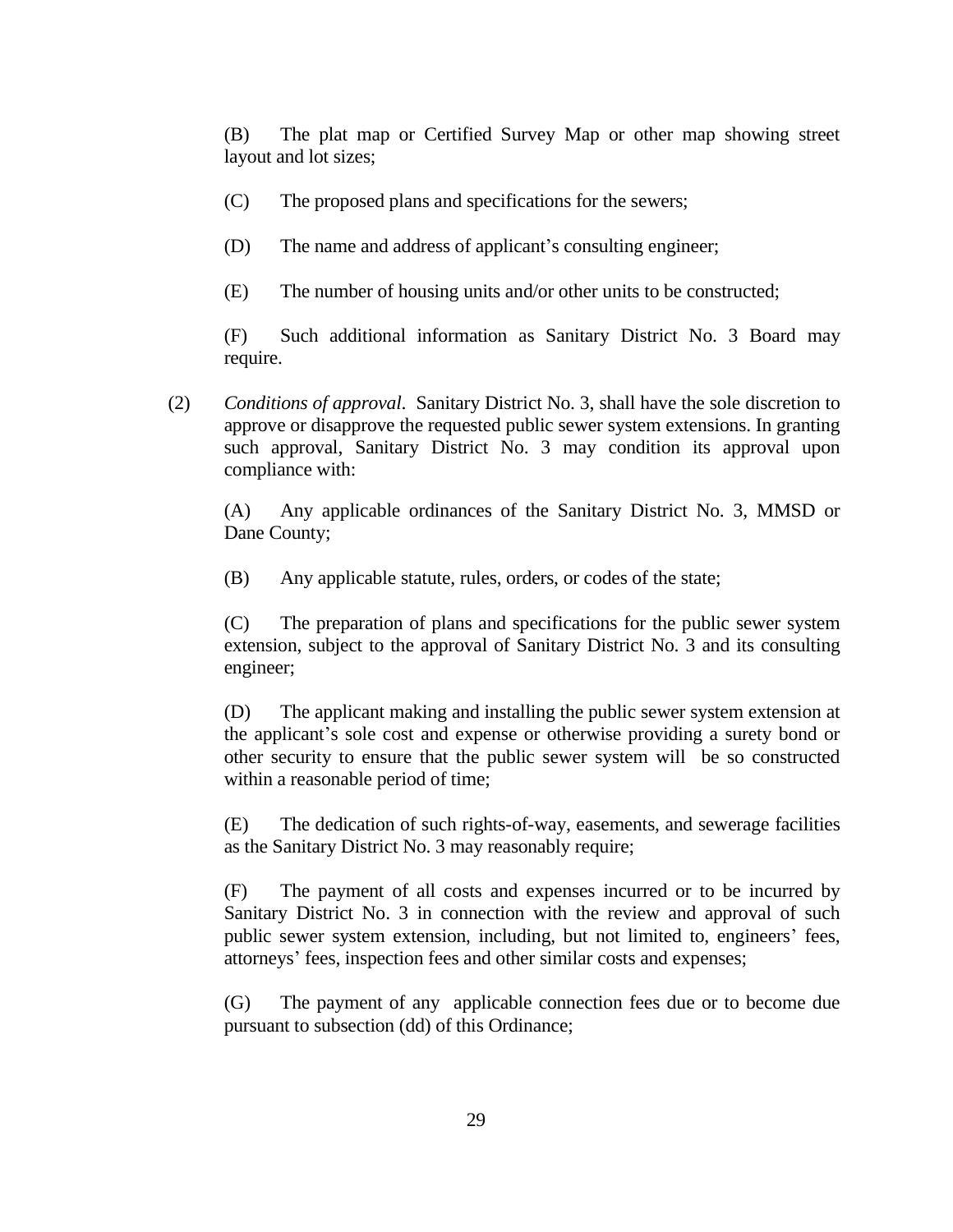(B) The plat map or Certified Survey Map or other map showing street layout and lot sizes;

(C) The proposed plans and specifications for the sewers;

(D) The name and address of applicant's consulting engineer;

(E) The number of housing units and/or other units to be constructed;

(F) Such additional information as Sanitary District No. 3 Board may require.

(2) *Conditions of approval*. Sanitary District No. 3, shall have the sole discretion to approve or disapprove the requested public sewer system extensions. In granting such approval, Sanitary District No. 3 may condition its approval upon compliance with:

(A) Any applicable ordinances of the Sanitary District No. 3, MMSD or Dane County;

(B) Any applicable statute, rules, orders, or codes of the state;

(C) The preparation of plans and specifications for the public sewer system extension, subject to the approval of Sanitary District No. 3 and its consulting engineer;

(D) The applicant making and installing the public sewer system extension at the applicant's sole cost and expense or otherwise providing a surety bond or other security to ensure that the public sewer system will be so constructed within a reasonable period of time;

(E) The dedication of such rights-of-way, easements, and sewerage facilities as the Sanitary District No. 3 may reasonably require;

(F) The payment of all costs and expenses incurred or to be incurred by Sanitary District No. 3 in connection with the review and approval of such public sewer system extension, including, but not limited to, engineers' fees, attorneys' fees, inspection fees and other similar costs and expenses;

(G) The payment of any applicable connection fees due or to become due pursuant to subsection (dd) of this Ordinance;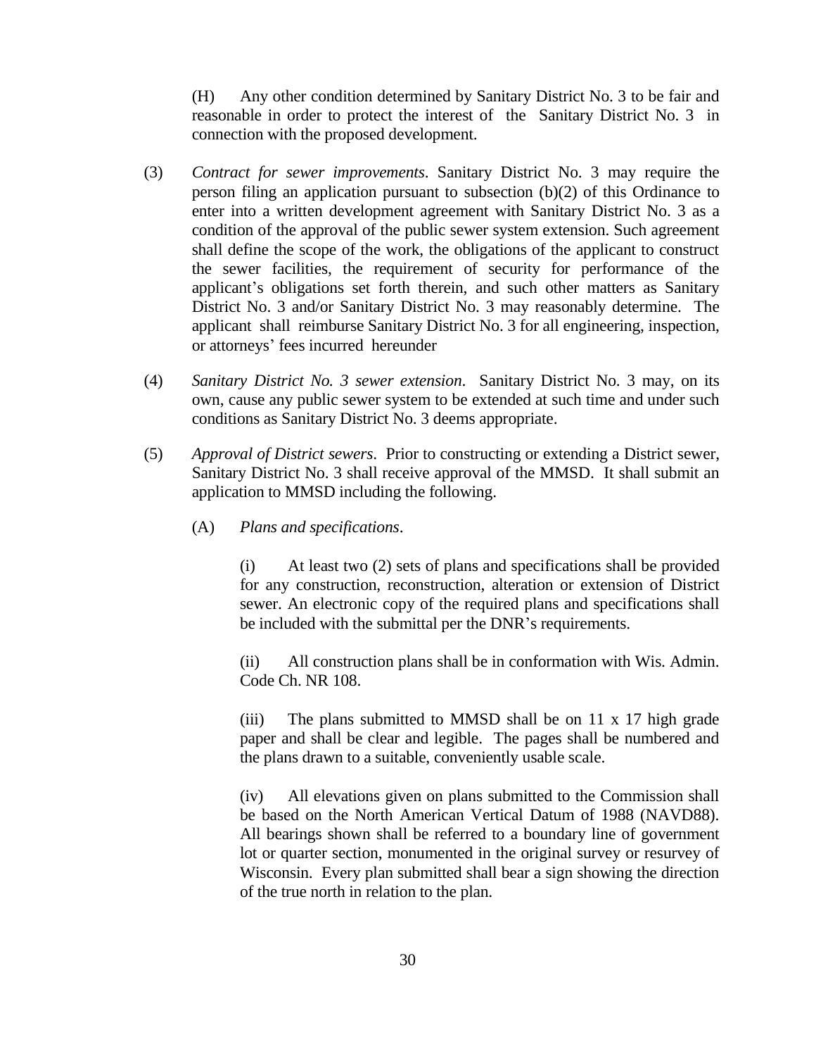(H) Any other condition determined by Sanitary District No. 3 to be fair and reasonable in order to protect the interest of the Sanitary District No. 3 in connection with the proposed development.

(3) *Contract for sewer improvements*. Sanitary District No. 3 may require the person filing an application pursuant to subsection (b)(2) of this Ordinance to enter into a written development agreement with Sanitary District No. 3 as a condition of the approval of the public sewer system extension. Such agreement shall define the scope of the work, the obligations of the applicant to construct the sewer facilities, the requirement of security for performance of the applicant's obligations set forth therein, and such other matters as Sanitary District No. 3 and/or Sanitary District No. 3 may reasonably determine. The applicant shall reimburse Sanitary District No. 3 for all engineering, inspection, or attorneys' fees incurred hereunder

(4) *Sanitary District No. 3 sewer extension*. Sanitary District No. 3 may, on its own, cause any public sewer system to be extended at such time and under such conditions as Sanitary District No. 3 deems appropriate.

(5) *Approval of District sewers*. Prior to constructing or extending a District sewer, Sanitary District No. 3 shall receive approval of the MMSD. It shall submit an application to MMSD including the following.

(A) *Plans and specifications*.

(i) At least two (2) sets of plans and specifications shall be provided for any construction, reconstruction, alteration or extension of District sewer. An electronic copy of the required plans and specifications shall be included with the submittal per the DNR's requirements.

(ii) All construction plans shall be in conformation with Wis. Admin. Code Ch. NR 108.

(iii) The plans submitted to MMSD shall be on 11 x 17 high grade paper and shall be clear and legible. The pages shall be numbered and the plans drawn to a suitable, conveniently usable scale.

(iv) All elevations given on plans submitted to the Commission shall be based on the North American Vertical Datum of 1988 (NAVD88). All bearings shown shall be referred to a boundary line of government lot or quarter section, monumented in the original survey or resurvey of Wisconsin. Every plan submitted shall bear a sign showing the direction of the true north in relation to the plan.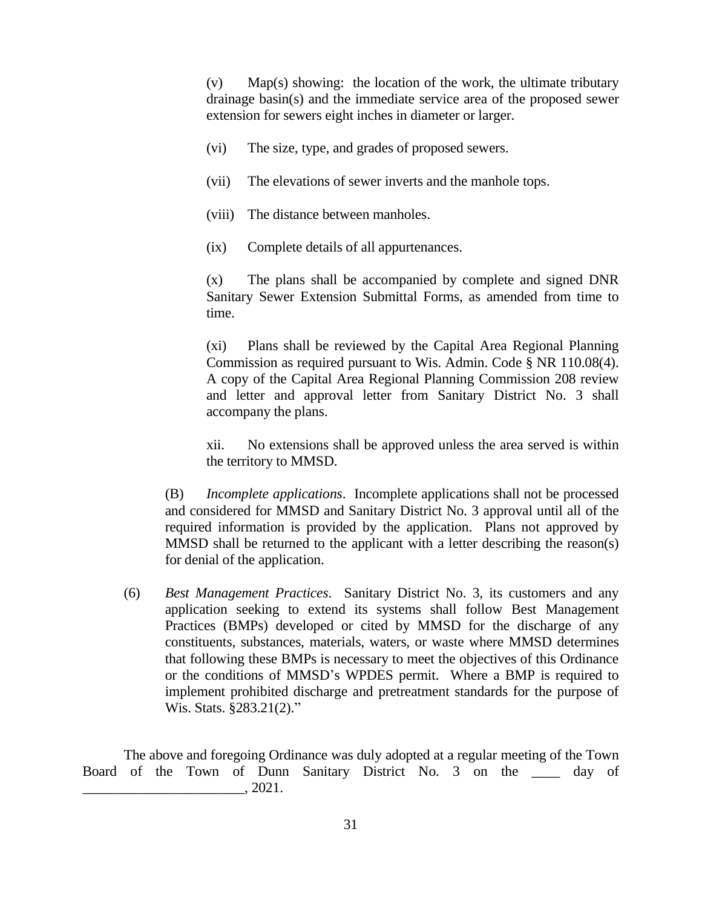(v) Map(s) showing: the location of the work, the ultimate tributary drainage basin(s) and the immediate service area of the proposed sewer extension for sewers eight inches in diameter or larger.

(vi) The size, type, and grades of proposed sewers.

(vii) The elevations of sewer inverts and the manhole tops.

(viii) The distance between manholes.

(ix) Complete details of all appurtenances.

(x) The plans shall be accompanied by complete and signed DNR Sanitary Sewer Extension Submittal Forms, as amended from time to time.

(xi) Plans shall be reviewed by the Capital Area Regional Planning Commission as required pursuant to Wis. Admin. Code § NR 110.08(4). A copy of the Capital Area Regional Planning Commission 208 review and letter and approval letter from Sanitary District No. 3 shall accompany the plans.

xii. No extensions shall be approved unless the area served is within the territory to MMSD.

(B) *Incomplete applications*. Incomplete applications shall not be processed and considered for MMSD and Sanitary District No. 3 approval until all of the required information is provided by the application. Plans not approved by MMSD shall be returned to the applicant with a letter describing the reason(s) for denial of the application.

(6) *Best Management Practices*. Sanitary District No. 3, its customers and any application seeking to extend its systems shall follow Best Management Practices (BMPs) developed or cited by MMSD for the discharge of any constituents, substances, materials, waters, or waste where MMSD determines that following these BMPs is necessary to meet the objectives of this Ordinance or the conditions of MMSD's WPDES permit. Where a BMP is required to implement prohibited discharge and pretreatment standards for the purpose of Wis. Stats. §283.21(2)."

The above and foregoing Ordinance was duly adopted at a regular meeting of the Town Board of the Town of Dunn Sanitary District No. 3 on the ____ day of _______________________, 2021.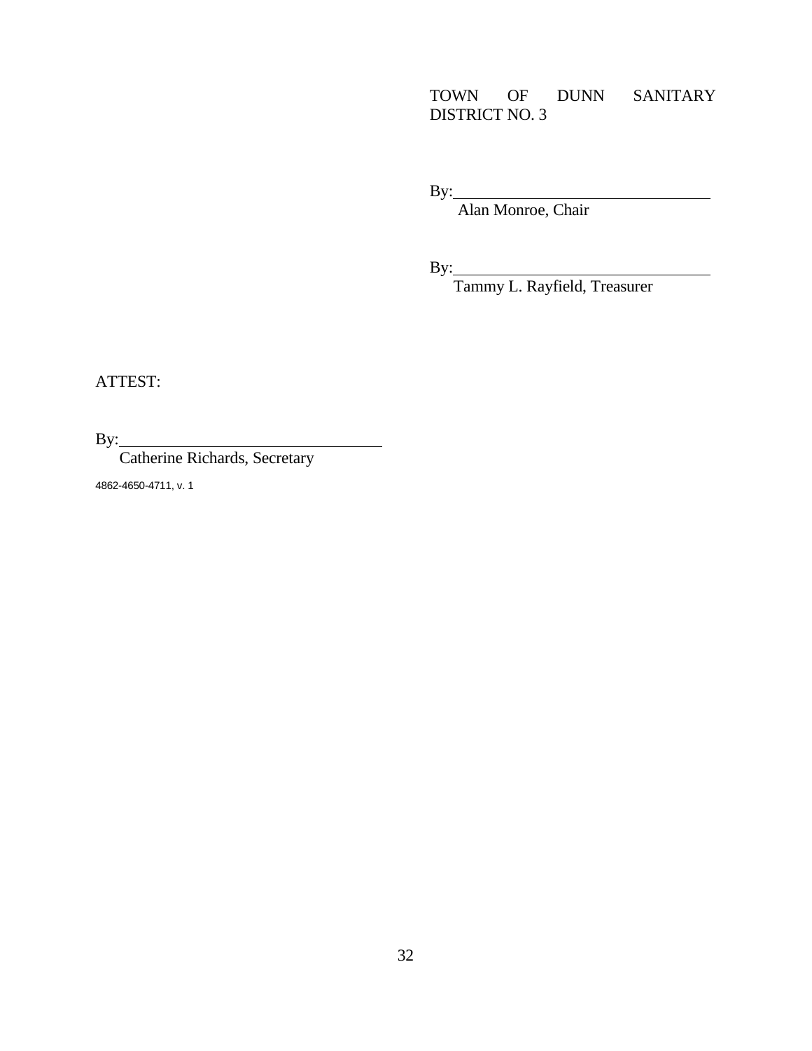TOWN OF DUNN SANITARY DISTRICT NO. 3

By:\_\_\_\_\_\_\_\_\_\_\_\_\_\_\_\_\_\_\_\_\_\_\_\_\_\_\_\_\_\_\_\_\_\_
Alan Monroe, Chair

By:\_\_\_\_\_\_\_\_\_\_\_\_\_\_\_\_\_\_\_\_\_\_\_\_\_\_\_\_\_\_\_\_\_\_
Tammy L. Rayfield, Treasurer

ATTEST:

By:\_\_\_\_\_\_\_\_\_\_\_\_\_\_\_\_\_\_\_\_\_\_\_\_\_\_\_\_\_\_\_\_\_\_
Catherine Richards, Secretary

4862-4650-4711, v. 1